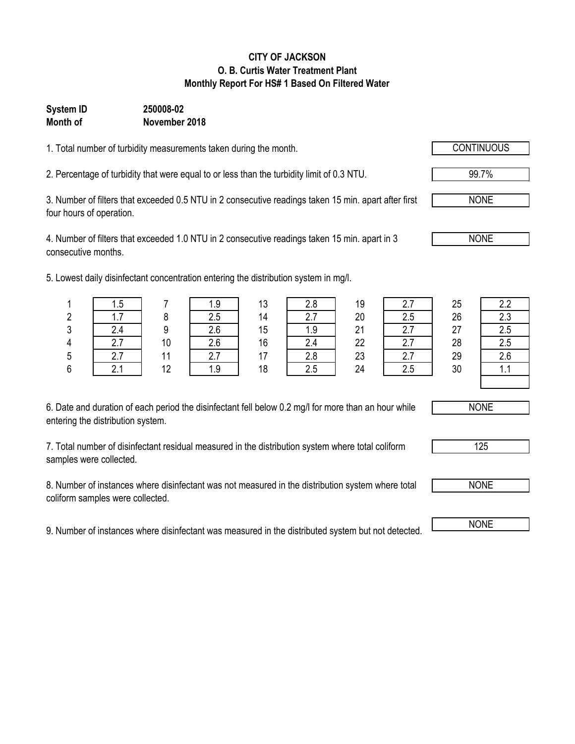# CITY OF JACKSON
## O. B. Curtis Water Treatment Plant
## Monthly Report For HS# 1 Based On Filtered Water

**System ID** 250008-02
**Month of** November 2018

1. Total number of turbidity measurements taken during the month. CONTINUOUS

2. Percentage of turbidity that were equal to or less than the turbidity limit of 0.3 NTU. 99.7%

3. Number of filters that exceeded 0.5 NTU in 2 consecutive readings taken 15 min. apart after first four hours of operation. NONE

4. Number of filters that exceeded 1.0 NTU in 2 consecutive readings taken 15 min. apart in 3 consecutive months. NONE

5. Lowest daily disinfectant concentration entering the distribution system in mg/l.

| Day | mg/l | Day | mg/l | Day | mg/l | Day | mg/l | Day | mg/l |
|---|---|---|---|---|---|---|---|---|---|
| 1 | 1.5 | 7 | 1.9 | 13 | 2.8 | 19 | 2.7 | 25 | 2.2 |
| 2 | 1.7 | 8 | 2.5 | 14 | 2.7 | 20 | 2.5 | 26 | 2.3 |
| 3 | 2.4 | 9 | 2.6 | 15 | 1.9 | 21 | 2.7 | 27 | 2.5 |
| 4 | 2.7 | 10 | 2.6 | 16 | 2.4 | 22 | 2.7 | 28 | 2.5 |
| 5 | 2.7 | 11 | 2.7 | 17 | 2.8 | 23 | 2.7 | 29 | 2.6 |
| 6 | 2.1 | 12 | 1.9 | 18 | 2.5 | 24 | 2.5 | 30 | 1.1 |
| | | | | | | | | | |

6. Date and duration of each period the disinfectant fell below 0.2 mg/l for more than an hour while entering the distribution system. NONE

7. Total number of disinfectant residual measured in the distribution system where total coliform samples were collected. 125

8. Number of instances where disinfectant was not measured in the distribution system where total coliform samples were collected. NONE

9. Number of instances where disinfectant was measured in the distributed system but not detected. NONE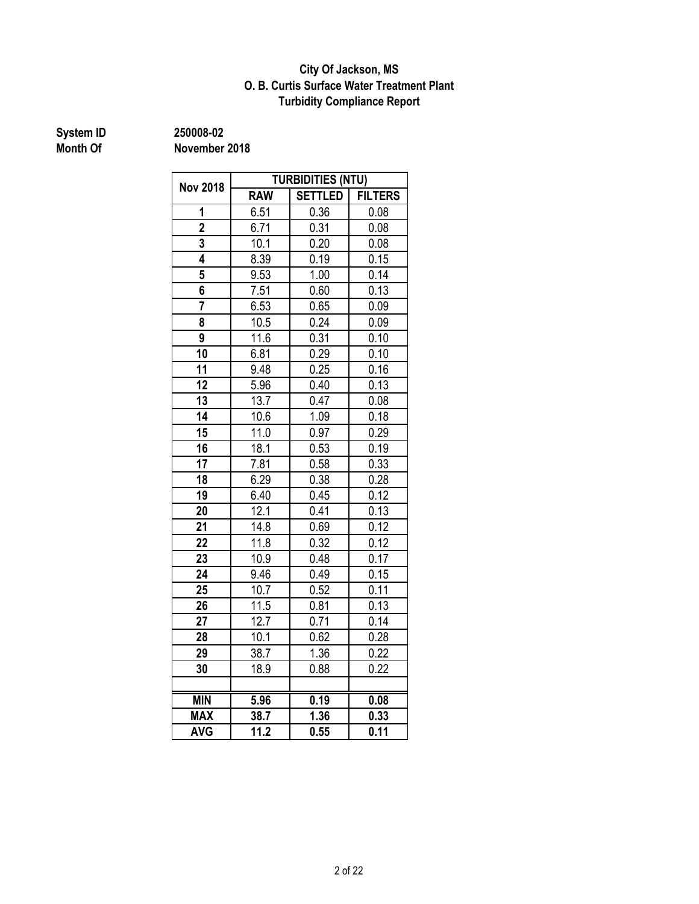**City Of Jackson, MS**
**O. B. Curtis Surface Water Treatment Plant**
**Turbidity Compliance Report**

**System ID** 250008-02
**Month Of** November 2018

| Nov 2018 | TURBIDITIES (NTU) | | |
|---|---|---|---|
| | RAW | SETTLED | FILTERS |
| 1 | 6.51 | 0.36 | 0.08 |
| 2 | 6.71 | 0.31 | 0.08 |
| 3 | 10.1 | 0.20 | 0.08 |
| 4 | 8.39 | 0.19 | 0.15 |
| 5 | 9.53 | 1.00 | 0.14 |
| 6 | 7.51 | 0.60 | 0.13 |
| 7 | 6.53 | 0.65 | 0.09 |
| 8 | 10.5 | 0.24 | 0.09 |
| 9 | 11.6 | 0.31 | 0.10 |
| 10 | 6.81 | 0.29 | 0.10 |
| 11 | 9.48 | 0.25 | 0.16 |
| 12 | 5.96 | 0.40 | 0.13 |
| 13 | 13.7 | 0.47 | 0.08 |
| 14 | 10.6 | 1.09 | 0.18 |
| 15 | 11.0 | 0.97 | 0.29 |
| 16 | 18.1 | 0.53 | 0.19 |
| 17 | 7.81 | 0.58 | 0.33 |
| 18 | 6.29 | 0.38 | 0.28 |
| 19 | 6.40 | 0.45 | 0.12 |
| 20 | 12.1 | 0.41 | 0.13 |
| 21 | 14.8 | 0.69 | 0.12 |
| 22 | 11.8 | 0.32 | 0.12 |
| 23 | 10.9 | 0.48 | 0.17 |
| 24 | 9.46 | 0.49 | 0.15 |
| 25 | 10.7 | 0.52 | 0.11 |
| 26 | 11.5 | 0.81 | 0.13 |
| 27 | 12.7 | 0.71 | 0.14 |
| 28 | 10.1 | 0.62 | 0.28 |
| 29 | 38.7 | 1.36 | 0.22 |
| 30 | 18.9 | 0.88 | 0.22 |
| | | | |
| **MIN** | **5.96** | **0.19** | **0.08** |
| **MAX** | **38.7** | **1.36** | **0.33** |
| **AVG** | **11.2** | **0.55** | **0.11** |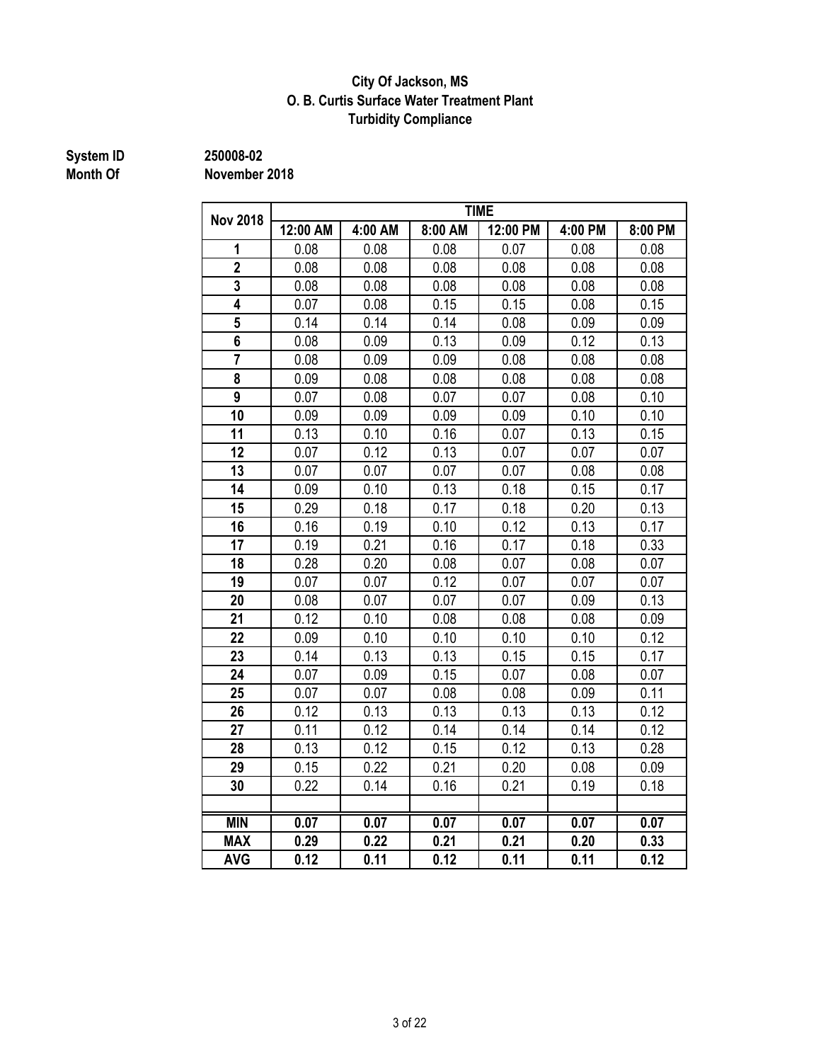# City Of Jackson, MS
## O. B. Curtis Surface Water Treatment Plant
## Turbidity Compliance

**System ID** 250008-02
**Month Of** November 2018

| Nov 2018 | TIME | | | | | |
|---|---|---|---|---|---|---|
| | 12:00 AM | 4:00 AM | 8:00 AM | 12:00 PM | 4:00 PM | 8:00 PM |
| 1 | 0.08 | 0.08 | 0.08 | 0.07 | 0.08 | 0.08 |
| 2 | 0.08 | 0.08 | 0.08 | 0.08 | 0.08 | 0.08 |
| 3 | 0.08 | 0.08 | 0.08 | 0.08 | 0.08 | 0.08 |
| 4 | 0.07 | 0.08 | 0.15 | 0.15 | 0.08 | 0.15 |
| 5 | 0.14 | 0.14 | 0.14 | 0.08 | 0.09 | 0.09 |
| 6 | 0.08 | 0.09 | 0.13 | 0.09 | 0.12 | 0.13 |
| 7 | 0.08 | 0.09 | 0.09 | 0.08 | 0.08 | 0.08 |
| 8 | 0.09 | 0.08 | 0.08 | 0.08 | 0.08 | 0.08 |
| 9 | 0.07 | 0.08 | 0.07 | 0.07 | 0.08 | 0.10 |
| 10 | 0.09 | 0.09 | 0.09 | 0.09 | 0.10 | 0.10 |
| 11 | 0.13 | 0.10 | 0.16 | 0.07 | 0.13 | 0.15 |
| 12 | 0.07 | 0.12 | 0.13 | 0.07 | 0.07 | 0.07 |
| 13 | 0.07 | 0.07 | 0.07 | 0.07 | 0.08 | 0.08 |
| 14 | 0.09 | 0.10 | 0.13 | 0.18 | 0.15 | 0.17 |
| 15 | 0.29 | 0.18 | 0.17 | 0.18 | 0.20 | 0.13 |
| 16 | 0.16 | 0.19 | 0.10 | 0.12 | 0.13 | 0.17 |
| 17 | 0.19 | 0.21 | 0.16 | 0.17 | 0.18 | 0.33 |
| 18 | 0.28 | 0.20 | 0.08 | 0.07 | 0.08 | 0.07 |
| 19 | 0.07 | 0.07 | 0.12 | 0.07 | 0.07 | 0.07 |
| 20 | 0.08 | 0.07 | 0.07 | 0.07 | 0.09 | 0.13 |
| 21 | 0.12 | 0.10 | 0.08 | 0.08 | 0.08 | 0.09 |
| 22 | 0.09 | 0.10 | 0.10 | 0.10 | 0.10 | 0.12 |
| 23 | 0.14 | 0.13 | 0.13 | 0.15 | 0.15 | 0.17 |
| 24 | 0.07 | 0.09 | 0.15 | 0.07 | 0.08 | 0.07 |
| 25 | 0.07 | 0.07 | 0.08 | 0.08 | 0.09 | 0.11 |
| 26 | 0.12 | 0.13 | 0.13 | 0.13 | 0.13 | 0.12 |
| 27 | 0.11 | 0.12 | 0.14 | 0.14 | 0.14 | 0.12 |
| 28 | 0.13 | 0.12 | 0.15 | 0.12 | 0.13 | 0.28 |
| 29 | 0.15 | 0.22 | 0.21 | 0.20 | 0.08 | 0.09 |
| 30 | 0.22 | 0.14 | 0.16 | 0.21 | 0.19 | 0.18 |
| | | | | | | |
| **MIN** | **0.07** | **0.07** | **0.07** | **0.07** | **0.07** | **0.07** |
| **MAX** | **0.29** | **0.22** | **0.21** | **0.21** | **0.20** | **0.33** |
| **AVG** | **0.12** | **0.11** | **0.12** | **0.11** | **0.11** | **0.12** |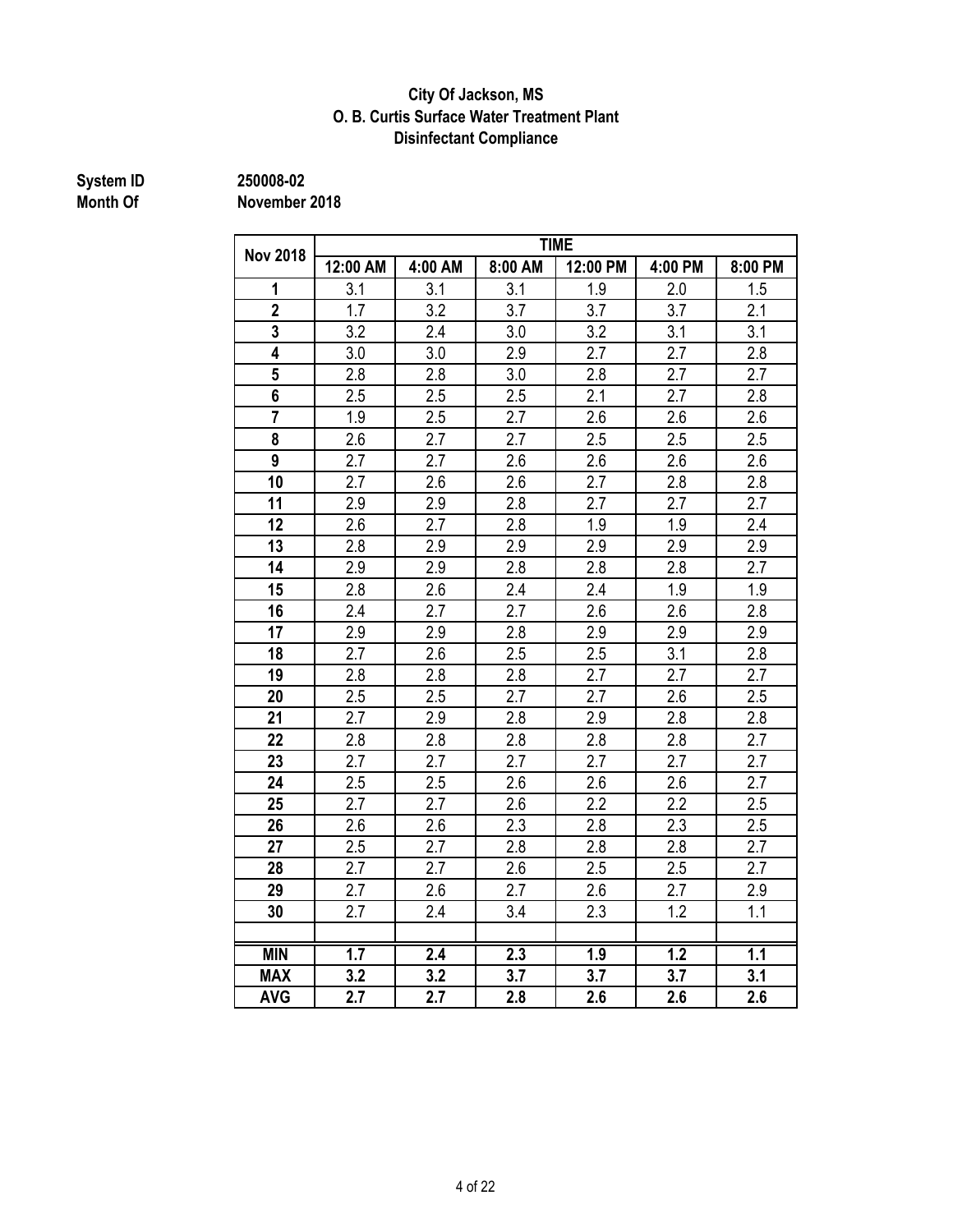**City Of Jackson, MS**
**O. B. Curtis Surface Water Treatment Plant**
**Disinfectant Compliance**

**System ID** 250008-02
**Month Of** November 2018

| Nov 2018 | TIME | | | | | |
|---|---|---|---|---|---|---|
| | 12:00 AM | 4:00 AM | 8:00 AM | 12:00 PM | 4:00 PM | 8:00 PM |
| 1 | 3.1 | 3.1 | 3.1 | 1.9 | 2.0 | 1.5 |
| 2 | 1.7 | 3.2 | 3.7 | 3.7 | 3.7 | 2.1 |
| 3 | 3.2 | 2.4 | 3.0 | 3.2 | 3.1 | 3.1 |
| 4 | 3.0 | 3.0 | 2.9 | 2.7 | 2.7 | 2.8 |
| 5 | 2.8 | 2.8 | 3.0 | 2.8 | 2.7 | 2.7 |
| 6 | 2.5 | 2.5 | 2.5 | 2.1 | 2.7 | 2.8 |
| 7 | 1.9 | 2.5 | 2.7 | 2.6 | 2.6 | 2.6 |
| 8 | 2.6 | 2.7 | 2.7 | 2.5 | 2.5 | 2.5 |
| 9 | 2.7 | 2.7 | 2.6 | 2.6 | 2.6 | 2.6 |
| 10 | 2.7 | 2.6 | 2.6 | 2.7 | 2.8 | 2.8 |
| 11 | 2.9 | 2.9 | 2.8 | 2.7 | 2.7 | 2.7 |
| 12 | 2.6 | 2.7 | 2.8 | 1.9 | 1.9 | 2.4 |
| 13 | 2.8 | 2.9 | 2.9 | 2.9 | 2.9 | 2.9 |
| 14 | 2.9 | 2.9 | 2.8 | 2.8 | 2.8 | 2.7 |
| 15 | 2.8 | 2.6 | 2.4 | 2.4 | 1.9 | 1.9 |
| 16 | 2.4 | 2.7 | 2.7 | 2.6 | 2.6 | 2.8 |
| 17 | 2.9 | 2.9 | 2.8 | 2.9 | 2.9 | 2.9 |
| 18 | 2.7 | 2.6 | 2.5 | 2.5 | 3.1 | 2.8 |
| 19 | 2.8 | 2.8 | 2.8 | 2.7 | 2.7 | 2.7 |
| 20 | 2.5 | 2.5 | 2.7 | 2.7 | 2.6 | 2.5 |
| 21 | 2.7 | 2.9 | 2.8 | 2.9 | 2.8 | 2.8 |
| 22 | 2.8 | 2.8 | 2.8 | 2.8 | 2.8 | 2.7 |
| 23 | 2.7 | 2.7 | 2.7 | 2.7 | 2.7 | 2.7 |
| 24 | 2.5 | 2.5 | 2.6 | 2.6 | 2.6 | 2.7 |
| 25 | 2.7 | 2.7 | 2.6 | 2.2 | 2.2 | 2.5 |
| 26 | 2.6 | 2.6 | 2.3 | 2.8 | 2.3 | 2.5 |
| 27 | 2.5 | 2.7 | 2.8 | 2.8 | 2.8 | 2.7 |
| 28 | 2.7 | 2.7 | 2.6 | 2.5 | 2.5 | 2.7 |
| 29 | 2.7 | 2.6 | 2.7 | 2.6 | 2.7 | 2.9 |
| 30 | 2.7 | 2.4 | 3.4 | 2.3 | 1.2 | 1.1 |
| | | | | | | |
| **MIN** | **1.7** | **2.4** | **2.3** | **1.9** | **1.2** | **1.1** |
| **MAX** | **3.2** | **3.2** | **3.7** | **3.7** | **3.7** | **3.1** |
| **AVG** | **2.7** | **2.7** | **2.8** | **2.6** | **2.6** | **2.6** |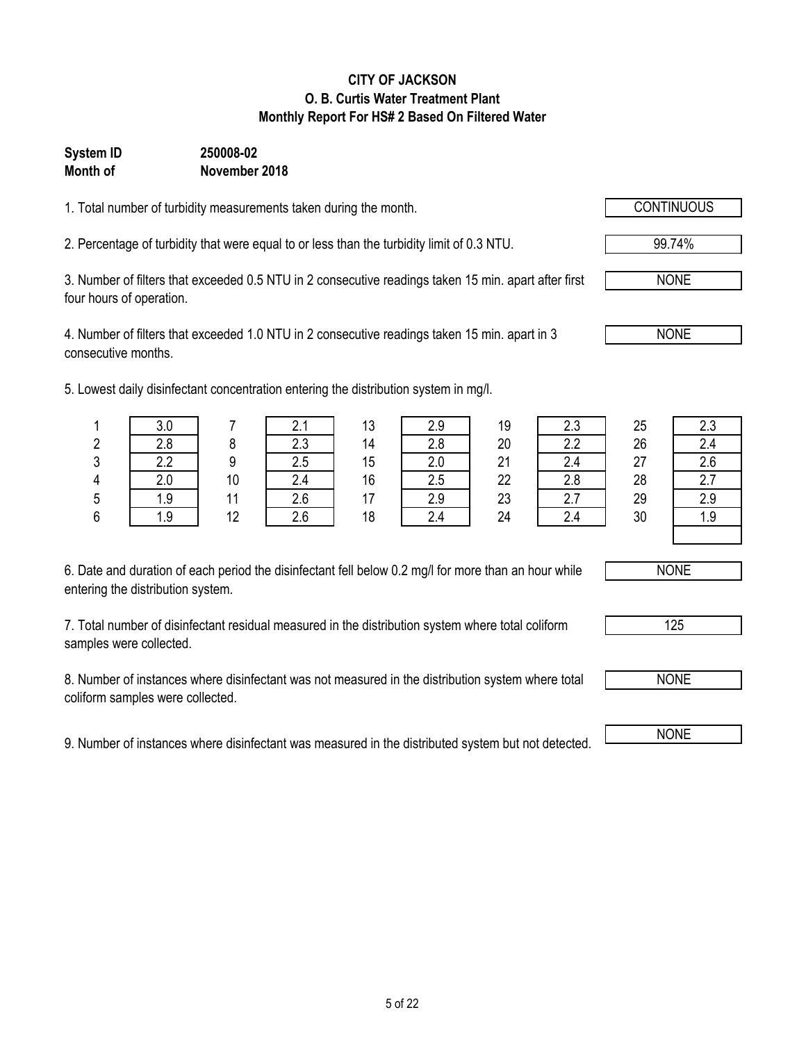**CITY OF JACKSON**
**O. B. Curtis Water Treatment Plant**
**Monthly Report For HS# 2 Based On Filtered Water**

**System ID** **250008-02**
**Month of** **November 2018**

1. Total number of turbidity measurements taken during the month. CONTINUOUS

2. Percentage of turbidity that were equal to or less than the turbidity limit of 0.3 NTU. 99.74%

3. Number of filters that exceeded 0.5 NTU in 2 consecutive readings taken 15 min. apart after first four hours of operation. NONE

4. Number of filters that exceeded 1.0 NTU in 2 consecutive readings taken 15 min. apart in 3 consecutive months. NONE

5. Lowest daily disinfectant concentration entering the distribution system in mg/l.

| Day | mg/l | Day | mg/l | Day | mg/l | Day | mg/l | Day | mg/l |
|---|---|---|---|---|---|---|---|---|---|
| 1 | 3.0 | 7 | 2.1 | 13 | 2.9 | 19 | 2.3 | 25 | 2.3 |
| 2 | 2.8 | 8 | 2.3 | 14 | 2.8 | 20 | 2.2 | 26 | 2.4 |
| 3 | 2.2 | 9 | 2.5 | 15 | 2.0 | 21 | 2.4 | 27 | 2.6 |
| 4 | 2.0 | 10 | 2.4 | 16 | 2.5 | 22 | 2.8 | 28 | 2.7 |
| 5 | 1.9 | 11 | 2.6 | 17 | 2.9 | 23 | 2.7 | 29 | 2.9 |
| 6 | 1.9 | 12 | 2.6 | 18 | 2.4 | 24 | 2.4 | 30 | 1.9 |
| | | | | | | | | | |

6. Date and duration of each period the disinfectant fell below 0.2 mg/l for more than an hour while entering the distribution system. NONE

7. Total number of disinfectant residual measured in the distribution system where total coliform samples were collected. 125

8. Number of instances where disinfectant was not measured in the distribution system where total coliform samples were collected. NONE

9. Number of instances where disinfectant was measured in the distributed system but not detected. NONE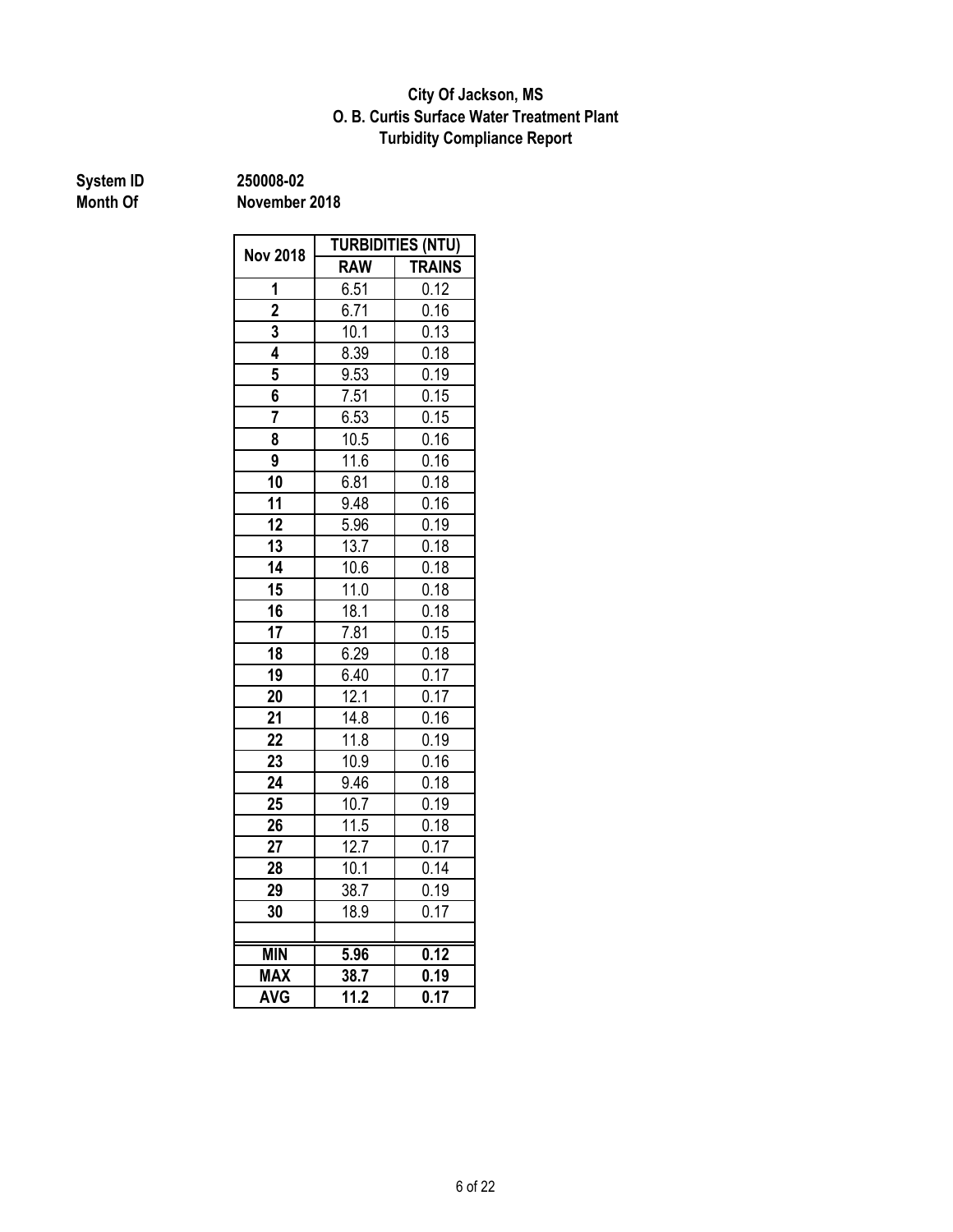**City Of Jackson, MS**
**O. B. Curtis Surface Water Treatment Plant**
**Turbidity Compliance Report**

**System ID** 250008-02
**Month Of** November 2018

| Nov 2018 | TURBIDITIES (NTU) | |
|---|---|---|
| | RAW | TRAINS |
| 1 | 6.51 | 0.12 |
| 2 | 6.71 | 0.16 |
| 3 | 10.1 | 0.13 |
| 4 | 8.39 | 0.18 |
| 5 | 9.53 | 0.19 |
| 6 | 7.51 | 0.15 |
| 7 | 6.53 | 0.15 |
| 8 | 10.5 | 0.16 |
| 9 | 11.6 | 0.16 |
| 10 | 6.81 | 0.18 |
| 11 | 9.48 | 0.16 |
| 12 | 5.96 | 0.19 |
| 13 | 13.7 | 0.18 |
| 14 | 10.6 | 0.18 |
| 15 | 11.0 | 0.18 |
| 16 | 18.1 | 0.18 |
| 17 | 7.81 | 0.15 |
| 18 | 6.29 | 0.18 |
| 19 | 6.40 | 0.17 |
| 20 | 12.1 | 0.17 |
| 21 | 14.8 | 0.16 |
| 22 | 11.8 | 0.19 |
| 23 | 10.9 | 0.16 |
| 24 | 9.46 | 0.18 |
| 25 | 10.7 | 0.19 |
| 26 | 11.5 | 0.18 |
| 27 | 12.7 | 0.17 |
| 28 | 10.1 | 0.14 |
| 29 | 38.7 | 0.19 |
| 30 | 18.9 | 0.17 |
| | | |
| **MIN** | **5.96** | **0.12** |
| **MAX** | **38.7** | **0.19** |
| **AVG** | **11.2** | **0.17** |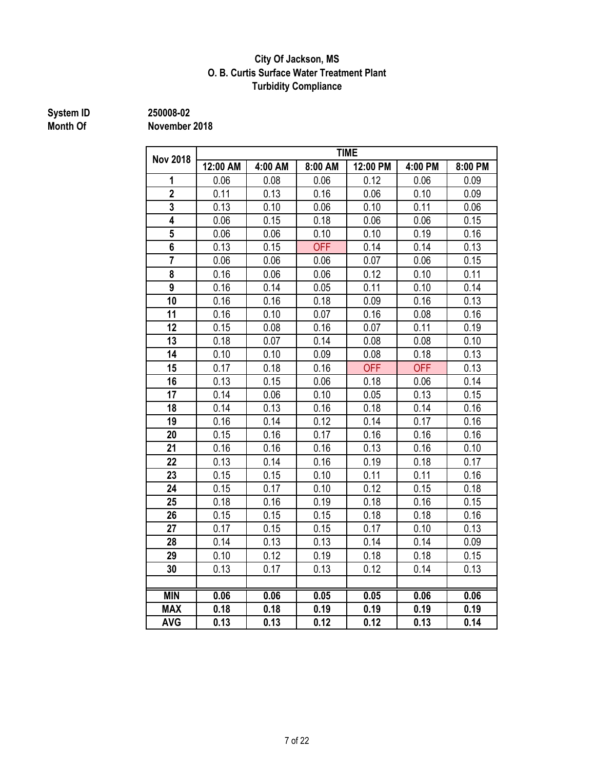**City Of Jackson, MS**
**O. B. Curtis Surface Water Treatment Plant**
**Turbidity Compliance**

**System ID** 250008-02
**Month Of** November 2018

| Nov 2018 | TIME | | | | | |
|---|---|---|---|---|---|---|
| | 12:00 AM | 4:00 AM | 8:00 AM | 12:00 PM | 4:00 PM | 8:00 PM |
| 1 | 0.06 | 0.08 | 0.06 | 0.12 | 0.06 | 0.09 |
| 2 | 0.11 | 0.13 | 0.16 | 0.06 | 0.10 | 0.09 |
| 3 | 0.13 | 0.10 | 0.06 | 0.10 | 0.11 | 0.06 |
| 4 | 0.06 | 0.15 | 0.18 | 0.06 | 0.06 | 0.15 |
| 5 | 0.06 | 0.06 | 0.10 | 0.10 | 0.19 | 0.16 |
| 6 | 0.13 | 0.15 | OFF | 0.14 | 0.14 | 0.13 |
| 7 | 0.06 | 0.06 | 0.06 | 0.07 | 0.06 | 0.15 |
| 8 | 0.16 | 0.06 | 0.06 | 0.12 | 0.10 | 0.11 |
| 9 | 0.16 | 0.14 | 0.05 | 0.11 | 0.10 | 0.14 |
| 10 | 0.16 | 0.16 | 0.18 | 0.09 | 0.16 | 0.13 |
| 11 | 0.16 | 0.10 | 0.07 | 0.16 | 0.08 | 0.16 |
| 12 | 0.15 | 0.08 | 0.16 | 0.07 | 0.11 | 0.19 |
| 13 | 0.18 | 0.07 | 0.14 | 0.08 | 0.08 | 0.10 |
| 14 | 0.10 | 0.10 | 0.09 | 0.08 | 0.18 | 0.13 |
| 15 | 0.17 | 0.18 | 0.16 | OFF | OFF | 0.13 |
| 16 | 0.13 | 0.15 | 0.06 | 0.18 | 0.06 | 0.14 |
| 17 | 0.14 | 0.06 | 0.10 | 0.05 | 0.13 | 0.15 |
| 18 | 0.14 | 0.13 | 0.16 | 0.18 | 0.14 | 0.16 |
| 19 | 0.16 | 0.14 | 0.12 | 0.14 | 0.17 | 0.16 |
| 20 | 0.15 | 0.16 | 0.17 | 0.16 | 0.16 | 0.16 |
| 21 | 0.16 | 0.16 | 0.16 | 0.13 | 0.16 | 0.10 |
| 22 | 0.13 | 0.14 | 0.16 | 0.19 | 0.18 | 0.17 |
| 23 | 0.15 | 0.15 | 0.10 | 0.11 | 0.11 | 0.16 |
| 24 | 0.15 | 0.17 | 0.10 | 0.12 | 0.15 | 0.18 |
| 25 | 0.18 | 0.16 | 0.19 | 0.18 | 0.16 | 0.15 |
| 26 | 0.15 | 0.15 | 0.15 | 0.18 | 0.18 | 0.16 |
| 27 | 0.17 | 0.15 | 0.15 | 0.17 | 0.10 | 0.13 |
| 28 | 0.14 | 0.13 | 0.13 | 0.14 | 0.14 | 0.09 |
| 29 | 0.10 | 0.12 | 0.19 | 0.18 | 0.18 | 0.15 |
| 30 | 0.13 | 0.17 | 0.13 | 0.12 | 0.14 | 0.13 |
| | | | | | | |
| **MIN** | **0.06** | **0.06** | **0.05** | **0.05** | **0.06** | **0.06** |
| **MAX** | **0.18** | **0.18** | **0.19** | **0.19** | **0.19** | **0.19** |
| **AVG** | **0.13** | **0.13** | **0.12** | **0.12** | **0.13** | **0.14** |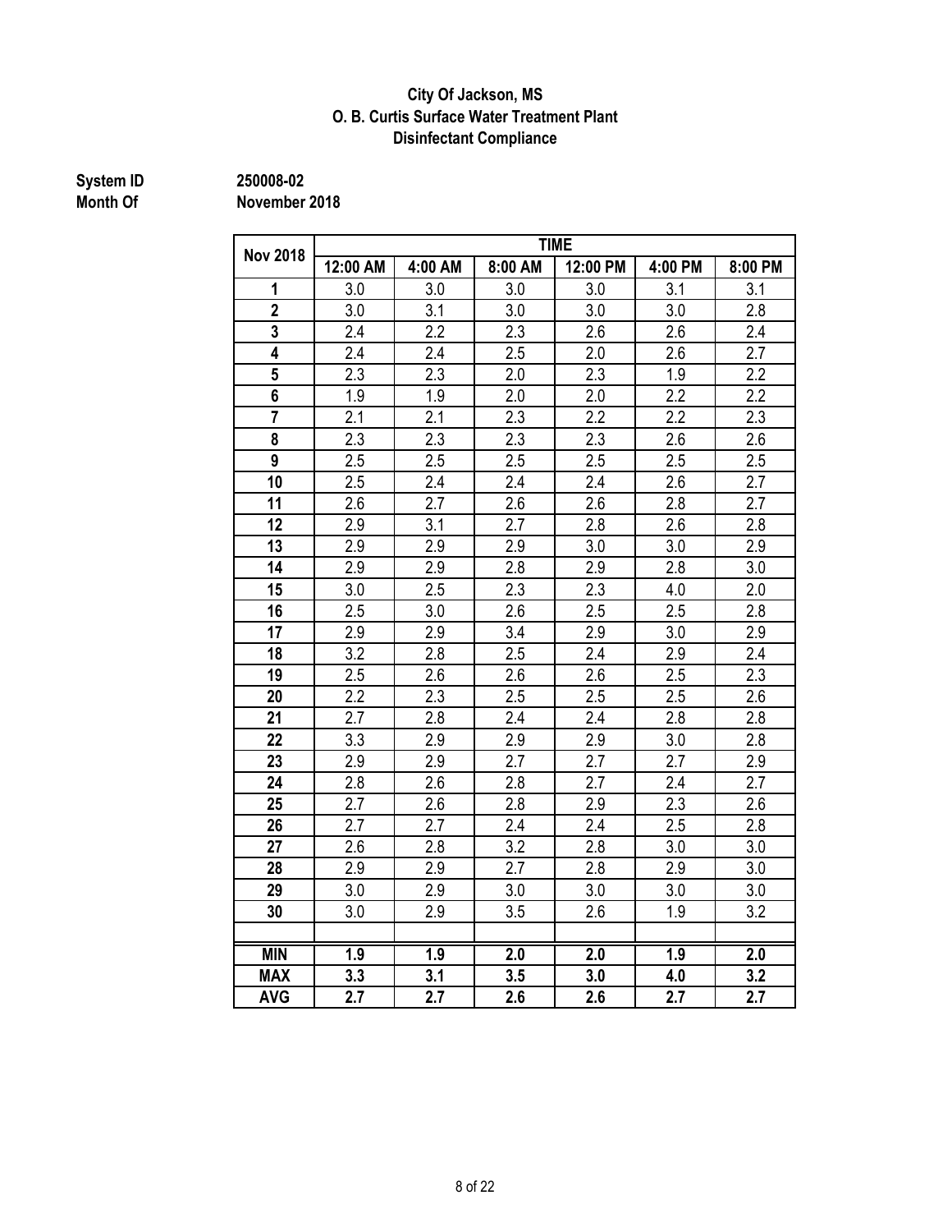# City Of Jackson, MS
## O. B. Curtis Surface Water Treatment Plant
## Disinfectant Compliance

**System ID** 250008-02
**Month Of** November 2018

| Nov 2018 | TIME | | | | | |
|---|---|---|---|---|---|---|
| | 12:00 AM | 4:00 AM | 8:00 AM | 12:00 PM | 4:00 PM | 8:00 PM |
| 1 | 3.0 | 3.0 | 3.0 | 3.0 | 3.1 | 3.1 |
| 2 | 3.0 | 3.1 | 3.0 | 3.0 | 3.0 | 2.8 |
| 3 | 2.4 | 2.2 | 2.3 | 2.6 | 2.6 | 2.4 |
| 4 | 2.4 | 2.4 | 2.5 | 2.0 | 2.6 | 2.7 |
| 5 | 2.3 | 2.3 | 2.0 | 2.3 | 1.9 | 2.2 |
| 6 | 1.9 | 1.9 | 2.0 | 2.0 | 2.2 | 2.2 |
| 7 | 2.1 | 2.1 | 2.3 | 2.2 | 2.2 | 2.3 |
| 8 | 2.3 | 2.3 | 2.3 | 2.3 | 2.6 | 2.6 |
| 9 | 2.5 | 2.5 | 2.5 | 2.5 | 2.5 | 2.5 |
| 10 | 2.5 | 2.4 | 2.4 | 2.4 | 2.6 | 2.7 |
| 11 | 2.6 | 2.7 | 2.6 | 2.6 | 2.8 | 2.7 |
| 12 | 2.9 | 3.1 | 2.7 | 2.8 | 2.6 | 2.8 |
| 13 | 2.9 | 2.9 | 2.9 | 3.0 | 3.0 | 2.9 |
| 14 | 2.9 | 2.9 | 2.8 | 2.9 | 2.8 | 3.0 |
| 15 | 3.0 | 2.5 | 2.3 | 2.3 | 4.0 | 2.0 |
| 16 | 2.5 | 3.0 | 2.6 | 2.5 | 2.5 | 2.8 |
| 17 | 2.9 | 2.9 | 3.4 | 2.9 | 3.0 | 2.9 |
| 18 | 3.2 | 2.8 | 2.5 | 2.4 | 2.9 | 2.4 |
| 19 | 2.5 | 2.6 | 2.6 | 2.6 | 2.5 | 2.3 |
| 20 | 2.2 | 2.3 | 2.5 | 2.5 | 2.5 | 2.6 |
| 21 | 2.7 | 2.8 | 2.4 | 2.4 | 2.8 | 2.8 |
| 22 | 3.3 | 2.9 | 2.9 | 2.9 | 3.0 | 2.8 |
| 23 | 2.9 | 2.9 | 2.7 | 2.7 | 2.7 | 2.9 |
| 24 | 2.8 | 2.6 | 2.8 | 2.7 | 2.4 | 2.7 |
| 25 | 2.7 | 2.6 | 2.8 | 2.9 | 2.3 | 2.6 |
| 26 | 2.7 | 2.7 | 2.4 | 2.4 | 2.5 | 2.8 |
| 27 | 2.6 | 2.8 | 3.2 | 2.8 | 3.0 | 3.0 |
| 28 | 2.9 | 2.9 | 2.7 | 2.8 | 2.9 | 3.0 |
| 29 | 3.0 | 2.9 | 3.0 | 3.0 | 3.0 | 3.0 |
| 30 | 3.0 | 2.9 | 3.5 | 2.6 | 1.9 | 3.2 |
| | | | | | | |
| **MIN** | **1.9** | **1.9** | **2.0** | **2.0** | **1.9** | **2.0** |
| **MAX** | **3.3** | **3.1** | **3.5** | **3.0** | **4.0** | **3.2** |
| **AVG** | **2.7** | **2.7** | **2.6** | **2.6** | **2.7** | **2.7** |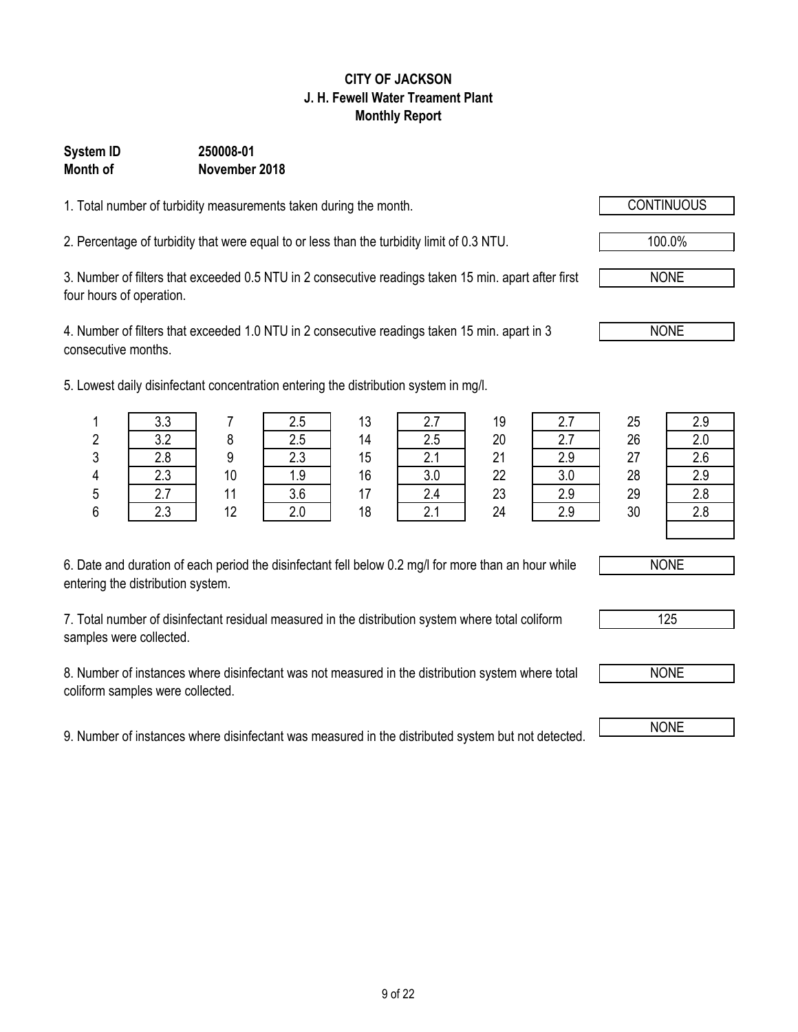**CITY OF JACKSON**
**J. H. Fewell Water Treament Plant**
**Monthly Report**

**System ID** **250008-01**
**Month of** **November 2018**

1. Total number of turbidity measurements taken during the month. CONTINUOUS

2. Percentage of turbidity that were equal to or less than the turbidity limit of 0.3 NTU. 100.0%

3. Number of filters that exceeded 0.5 NTU in 2 consecutive readings taken 15 min. apart after first four hours of operation. NONE

4. Number of filters that exceeded 1.0 NTU in 2 consecutive readings taken 15 min. apart in 3 consecutive months. NONE

5. Lowest daily disinfectant concentration entering the distribution system in mg/l.

| Day | mg/l | Day | mg/l | Day | mg/l | Day | mg/l | Day | mg/l |
|---|---|---|---|---|---|---|---|---|---|
| 1 | 3.3 | 7 | 2.5 | 13 | 2.7 | 19 | 2.7 | 25 | 2.9 |
| 2 | 3.2 | 8 | 2.5 | 14 | 2.5 | 20 | 2.7 | 26 | 2.0 |
| 3 | 2.8 | 9 | 2.3 | 15 | 2.1 | 21 | 2.9 | 27 | 2.6 |
| 4 | 2.3 | 10 | 1.9 | 16 | 3.0 | 22 | 3.0 | 28 | 2.9 |
| 5 | 2.7 | 11 | 3.6 | 17 | 2.4 | 23 | 2.9 | 29 | 2.8 |
| 6 | 2.3 | 12 | 2.0 | 18 | 2.1 | 24 | 2.9 | 30 | 2.8 |
| | | | | | | | | | |

6. Date and duration of each period the disinfectant fell below 0.2 mg/l for more than an hour while entering the distribution system. NONE

7. Total number of disinfectant residual measured in the distribution system where total coliform samples were collected. 125

8. Number of instances where disinfectant was not measured in the distribution system where total coliform samples were collected. NONE

9. Number of instances where disinfectant was measured in the distributed system but not detected. NONE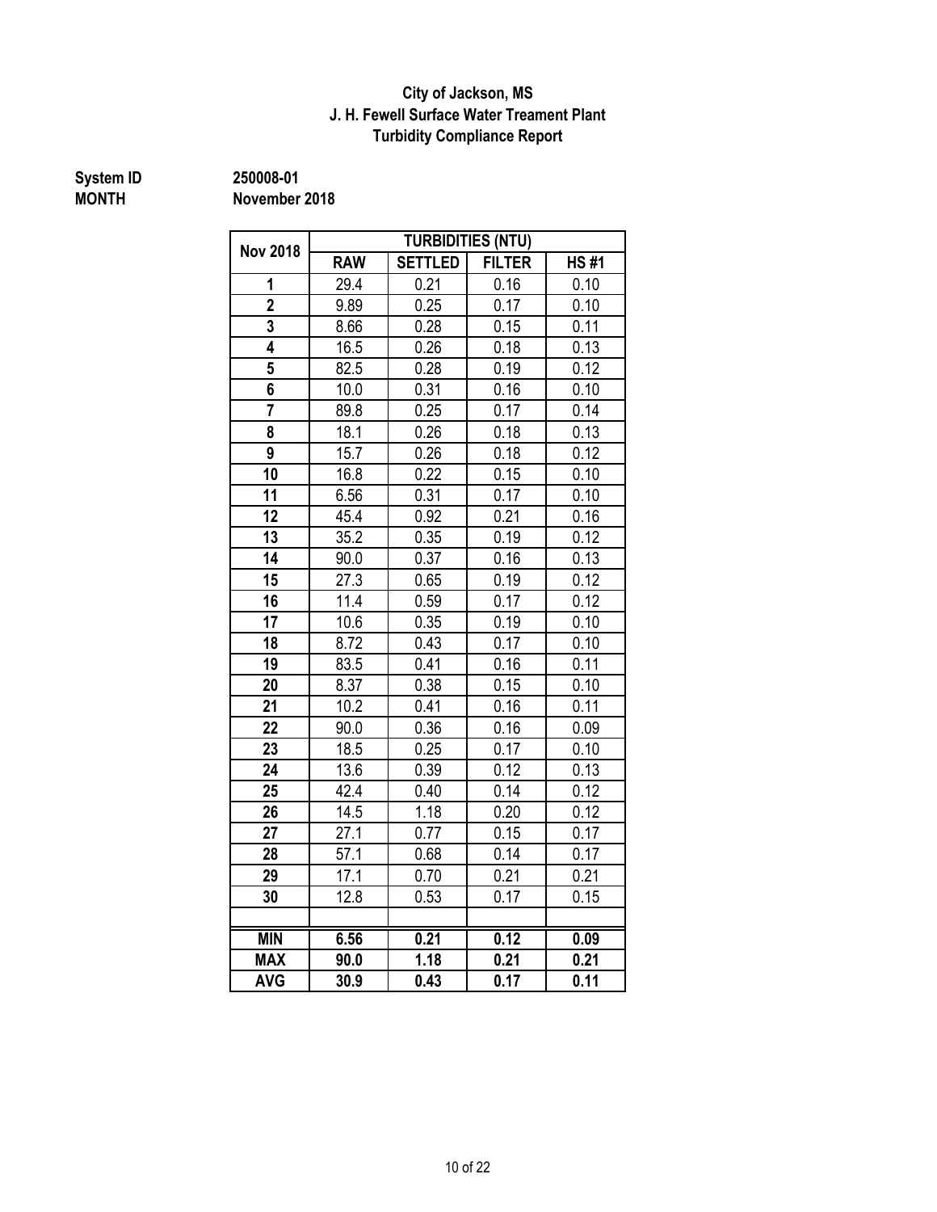**City of Jackson, MS**
**J. H. Fewell Surface Water Treament Plant**
**Turbidity Compliance Report**

**System ID** 250008-01
**MONTH** November 2018

| Nov 2018 | TURBIDITIES (NTU) | | | |
|---|---|---|---|---|
| | RAW | SETTLED | FILTER | HS #1 |
| 1 | 29.4 | 0.21 | 0.16 | 0.10 |
| 2 | 9.89 | 0.25 | 0.17 | 0.10 |
| 3 | 8.66 | 0.28 | 0.15 | 0.11 |
| 4 | 16.5 | 0.26 | 0.18 | 0.13 |
| 5 | 82.5 | 0.28 | 0.19 | 0.12 |
| 6 | 10.0 | 0.31 | 0.16 | 0.10 |
| 7 | 89.8 | 0.25 | 0.17 | 0.14 |
| 8 | 18.1 | 0.26 | 0.18 | 0.13 |
| 9 | 15.7 | 0.26 | 0.18 | 0.12 |
| 10 | 16.8 | 0.22 | 0.15 | 0.10 |
| 11 | 6.56 | 0.31 | 0.17 | 0.10 |
| 12 | 45.4 | 0.92 | 0.21 | 0.16 |
| 13 | 35.2 | 0.35 | 0.19 | 0.12 |
| 14 | 90.0 | 0.37 | 0.16 | 0.13 |
| 15 | 27.3 | 0.65 | 0.19 | 0.12 |
| 16 | 11.4 | 0.59 | 0.17 | 0.12 |
| 17 | 10.6 | 0.35 | 0.19 | 0.10 |
| 18 | 8.72 | 0.43 | 0.17 | 0.10 |
| 19 | 83.5 | 0.41 | 0.16 | 0.11 |
| 20 | 8.37 | 0.38 | 0.15 | 0.10 |
| 21 | 10.2 | 0.41 | 0.16 | 0.11 |
| 22 | 90.0 | 0.36 | 0.16 | 0.09 |
| 23 | 18.5 | 0.25 | 0.17 | 0.10 |
| 24 | 13.6 | 0.39 | 0.12 | 0.13 |
| 25 | 42.4 | 0.40 | 0.14 | 0.12 |
| 26 | 14.5 | 1.18 | 0.20 | 0.12 |
| 27 | 27.1 | 0.77 | 0.15 | 0.17 |
| 28 | 57.1 | 0.68 | 0.14 | 0.17 |
| 29 | 17.1 | 0.70 | 0.21 | 0.21 |
| 30 | 12.8 | 0.53 | 0.17 | 0.15 |
| | | | | |
| **MIN** | **6.56** | **0.21** | **0.12** | **0.09** |
| **MAX** | **90.0** | **1.18** | **0.21** | **0.21** |
| **AVG** | **30.9** | **0.43** | **0.17** | **0.11** |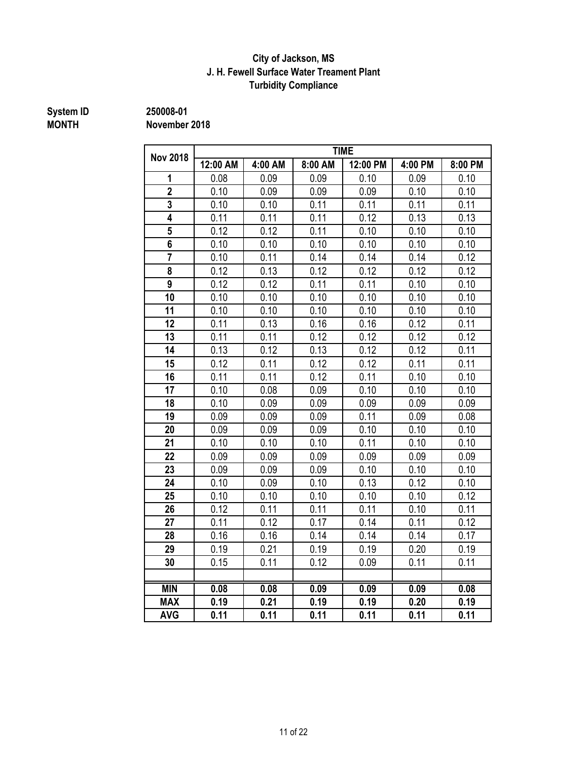**City of Jackson, MS**
**J. H. Fewell Surface Water Treament Plant**
**Turbidity Compliance**

**System ID** 250008-01
**MONTH** November 2018

| Nov 2018 | TIME | | | | | |
|---|---|---|---|---|---|---|
| | 12:00 AM | 4:00 AM | 8:00 AM | 12:00 PM | 4:00 PM | 8:00 PM |
| 1 | 0.08 | 0.09 | 0.09 | 0.10 | 0.09 | 0.10 |
| 2 | 0.10 | 0.09 | 0.09 | 0.09 | 0.10 | 0.10 |
| 3 | 0.10 | 0.10 | 0.11 | 0.11 | 0.11 | 0.11 |
| 4 | 0.11 | 0.11 | 0.11 | 0.12 | 0.13 | 0.13 |
| 5 | 0.12 | 0.12 | 0.11 | 0.10 | 0.10 | 0.10 |
| 6 | 0.10 | 0.10 | 0.10 | 0.10 | 0.10 | 0.10 |
| 7 | 0.10 | 0.11 | 0.14 | 0.14 | 0.14 | 0.12 |
| 8 | 0.12 | 0.13 | 0.12 | 0.12 | 0.12 | 0.12 |
| 9 | 0.12 | 0.12 | 0.11 | 0.11 | 0.10 | 0.10 |
| 10 | 0.10 | 0.10 | 0.10 | 0.10 | 0.10 | 0.10 |
| 11 | 0.10 | 0.10 | 0.10 | 0.10 | 0.10 | 0.10 |
| 12 | 0.11 | 0.13 | 0.16 | 0.16 | 0.12 | 0.11 |
| 13 | 0.11 | 0.11 | 0.12 | 0.12 | 0.12 | 0.12 |
| 14 | 0.13 | 0.12 | 0.13 | 0.12 | 0.12 | 0.11 |
| 15 | 0.12 | 0.11 | 0.12 | 0.12 | 0.11 | 0.11 |
| 16 | 0.11 | 0.11 | 0.12 | 0.11 | 0.10 | 0.10 |
| 17 | 0.10 | 0.08 | 0.09 | 0.10 | 0.10 | 0.10 |
| 18 | 0.10 | 0.09 | 0.09 | 0.09 | 0.09 | 0.09 |
| 19 | 0.09 | 0.09 | 0.09 | 0.11 | 0.09 | 0.08 |
| 20 | 0.09 | 0.09 | 0.09 | 0.10 | 0.10 | 0.10 |
| 21 | 0.10 | 0.10 | 0.10 | 0.11 | 0.10 | 0.10 |
| 22 | 0.09 | 0.09 | 0.09 | 0.09 | 0.09 | 0.09 |
| 23 | 0.09 | 0.09 | 0.09 | 0.10 | 0.10 | 0.10 |
| 24 | 0.10 | 0.09 | 0.10 | 0.13 | 0.12 | 0.10 |
| 25 | 0.10 | 0.10 | 0.10 | 0.10 | 0.10 | 0.12 |
| 26 | 0.12 | 0.11 | 0.11 | 0.11 | 0.10 | 0.11 |
| 27 | 0.11 | 0.12 | 0.17 | 0.14 | 0.11 | 0.12 |
| 28 | 0.16 | 0.16 | 0.14 | 0.14 | 0.14 | 0.17 |
| 29 | 0.19 | 0.21 | 0.19 | 0.19 | 0.20 | 0.19 |
| 30 | 0.15 | 0.11 | 0.12 | 0.09 | 0.11 | 0.11 |
| | | | | | | |
| **MIN** | **0.08** | **0.08** | **0.09** | **0.09** | **0.09** | **0.08** |
| **MAX** | **0.19** | **0.21** | **0.19** | **0.19** | **0.20** | **0.19** |
| **AVG** | **0.11** | **0.11** | **0.11** | **0.11** | **0.11** | **0.11** |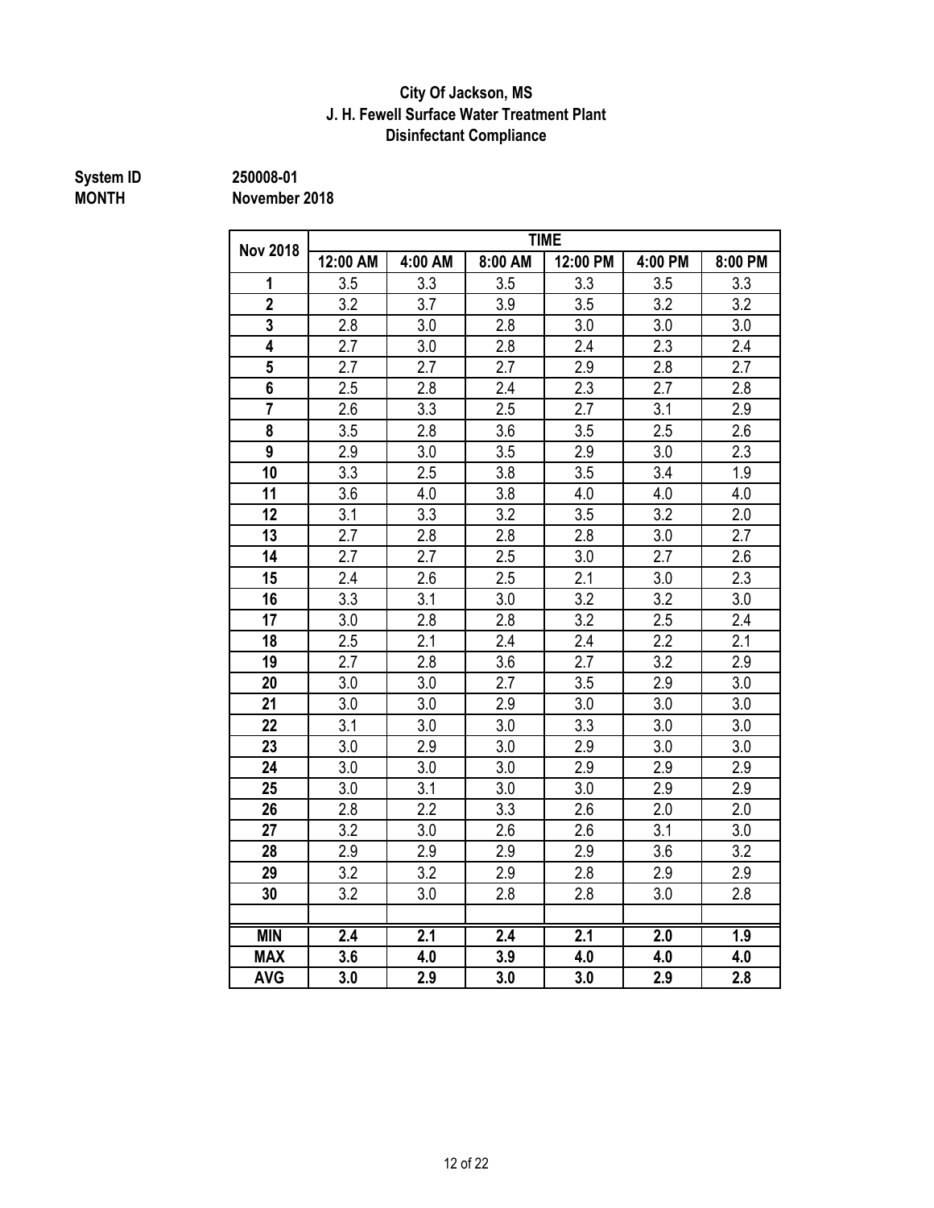**City Of Jackson, MS**
**J. H. Fewell Surface Water Treatment Plant**
**Disinfectant Compliance**

**System ID** 250008-01
**MONTH** November 2018

| Nov 2018 | TIME | | | | | |
|---|---|---|---|---|---|---|
| | 12:00 AM | 4:00 AM | 8:00 AM | 12:00 PM | 4:00 PM | 8:00 PM |
| 1 | 3.5 | 3.3 | 3.5 | 3.3 | 3.5 | 3.3 |
| 2 | 3.2 | 3.7 | 3.9 | 3.5 | 3.2 | 3.2 |
| 3 | 2.8 | 3.0 | 2.8 | 3.0 | 3.0 | 3.0 |
| 4 | 2.7 | 3.0 | 2.8 | 2.4 | 2.3 | 2.4 |
| 5 | 2.7 | 2.7 | 2.7 | 2.9 | 2.8 | 2.7 |
| 6 | 2.5 | 2.8 | 2.4 | 2.3 | 2.7 | 2.8 |
| 7 | 2.6 | 3.3 | 2.5 | 2.7 | 3.1 | 2.9 |
| 8 | 3.5 | 2.8 | 3.6 | 3.5 | 2.5 | 2.6 |
| 9 | 2.9 | 3.0 | 3.5 | 2.9 | 3.0 | 2.3 |
| 10 | 3.3 | 2.5 | 3.8 | 3.5 | 3.4 | 1.9 |
| 11 | 3.6 | 4.0 | 3.8 | 4.0 | 4.0 | 4.0 |
| 12 | 3.1 | 3.3 | 3.2 | 3.5 | 3.2 | 2.0 |
| 13 | 2.7 | 2.8 | 2.8 | 2.8 | 3.0 | 2.7 |
| 14 | 2.7 | 2.7 | 2.5 | 3.0 | 2.7 | 2.6 |
| 15 | 2.4 | 2.6 | 2.5 | 2.1 | 3.0 | 2.3 |
| 16 | 3.3 | 3.1 | 3.0 | 3.2 | 3.2 | 3.0 |
| 17 | 3.0 | 2.8 | 2.8 | 3.2 | 2.5 | 2.4 |
| 18 | 2.5 | 2.1 | 2.4 | 2.4 | 2.2 | 2.1 |
| 19 | 2.7 | 2.8 | 3.6 | 2.7 | 3.2 | 2.9 |
| 20 | 3.0 | 3.0 | 2.7 | 3.5 | 2.9 | 3.0 |
| 21 | 3.0 | 3.0 | 2.9 | 3.0 | 3.0 | 3.0 |
| 22 | 3.1 | 3.0 | 3.0 | 3.3 | 3.0 | 3.0 |
| 23 | 3.0 | 2.9 | 3.0 | 2.9 | 3.0 | 3.0 |
| 24 | 3.0 | 3.0 | 3.0 | 2.9 | 2.9 | 2.9 |
| 25 | 3.0 | 3.1 | 3.0 | 3.0 | 2.9 | 2.9 |
| 26 | 2.8 | 2.2 | 3.3 | 2.6 | 2.0 | 2.0 |
| 27 | 3.2 | 3.0 | 2.6 | 2.6 | 3.1 | 3.0 |
| 28 | 2.9 | 2.9 | 2.9 | 2.9 | 3.6 | 3.2 |
| 29 | 3.2 | 3.2 | 2.9 | 2.8 | 2.9 | 2.9 |
| 30 | 3.2 | 3.0 | 2.8 | 2.8 | 3.0 | 2.8 |
| | | | | | | |
| **MIN** | **2.4** | **2.1** | **2.4** | **2.1** | **2.0** | **1.9** |
| **MAX** | **3.6** | **4.0** | **3.9** | **4.0** | **4.0** | **4.0** |
| **AVG** | **3.0** | **2.9** | **3.0** | **3.0** | **2.9** | **2.8** |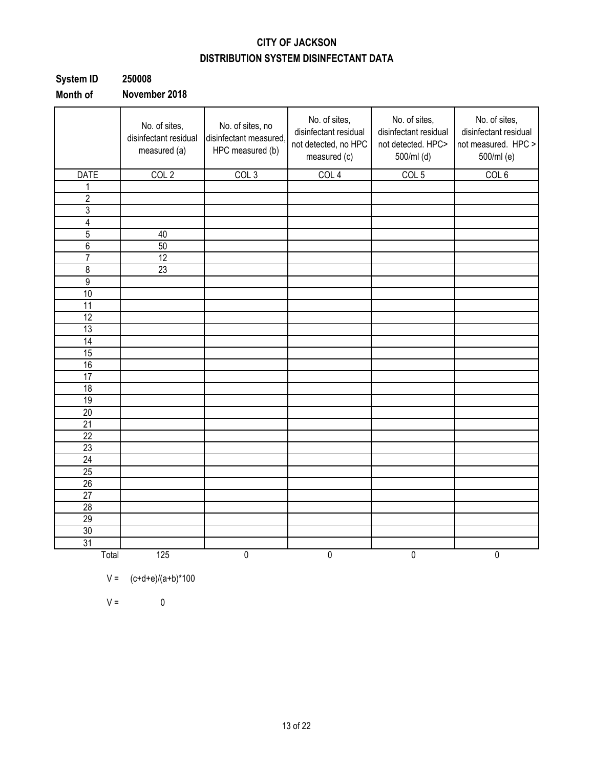# CITY OF JACKSON

## DISTRIBUTION SYSTEM DISINFECTANT DATA

**System ID** 250008

**Month of** November 2018

| | No. of sites, disinfectant residual measured (a) | No. of sites, no disinfectant measured, HPC measured (b) | No. of sites, disinfectant residual not detected, no HPC measured (c) | No. of sites, disinfectant residual not detected. HPC> 500/ml (d) | No. of sites, disinfectant residual not measured. HPC > 500/ml (e) |
|---|---|---|---|---|---|
| DATE | COL 2 | COL 3 | COL 4 | COL 5 | COL 6 |
| 1 | | | | | |
| 2 | | | | | |
| 3 | | | | | |
| 4 | | | | | |
| 5 | 40 | | | | |
| 6 | 50 | | | | |
| 7 | 12 | | | | |
| 8 | 23 | | | | |
| 9 | | | | | |
| 10 | | | | | |
| 11 | | | | | |
| 12 | | | | | |
| 13 | | | | | |
| 14 | | | | | |
| 15 | | | | | |
| 16 | | | | | |
| 17 | | | | | |
| 18 | | | | | |
| 19 | | | | | |
| 20 | | | | | |
| 21 | | | | | |
| 22 | | | | | |
| 23 | | | | | |
| 24 | | | | | |
| 25 | | | | | |
| 26 | | | | | |
| 27 | | | | | |
| 28 | | | | | |
| 29 | | | | | |
| 30 | | | | | |
| 31 | | | | | |
| Total | 125 | 0 | 0 | 0 | 0 |

V = (c+d+e)/(a+b)*100

V = 0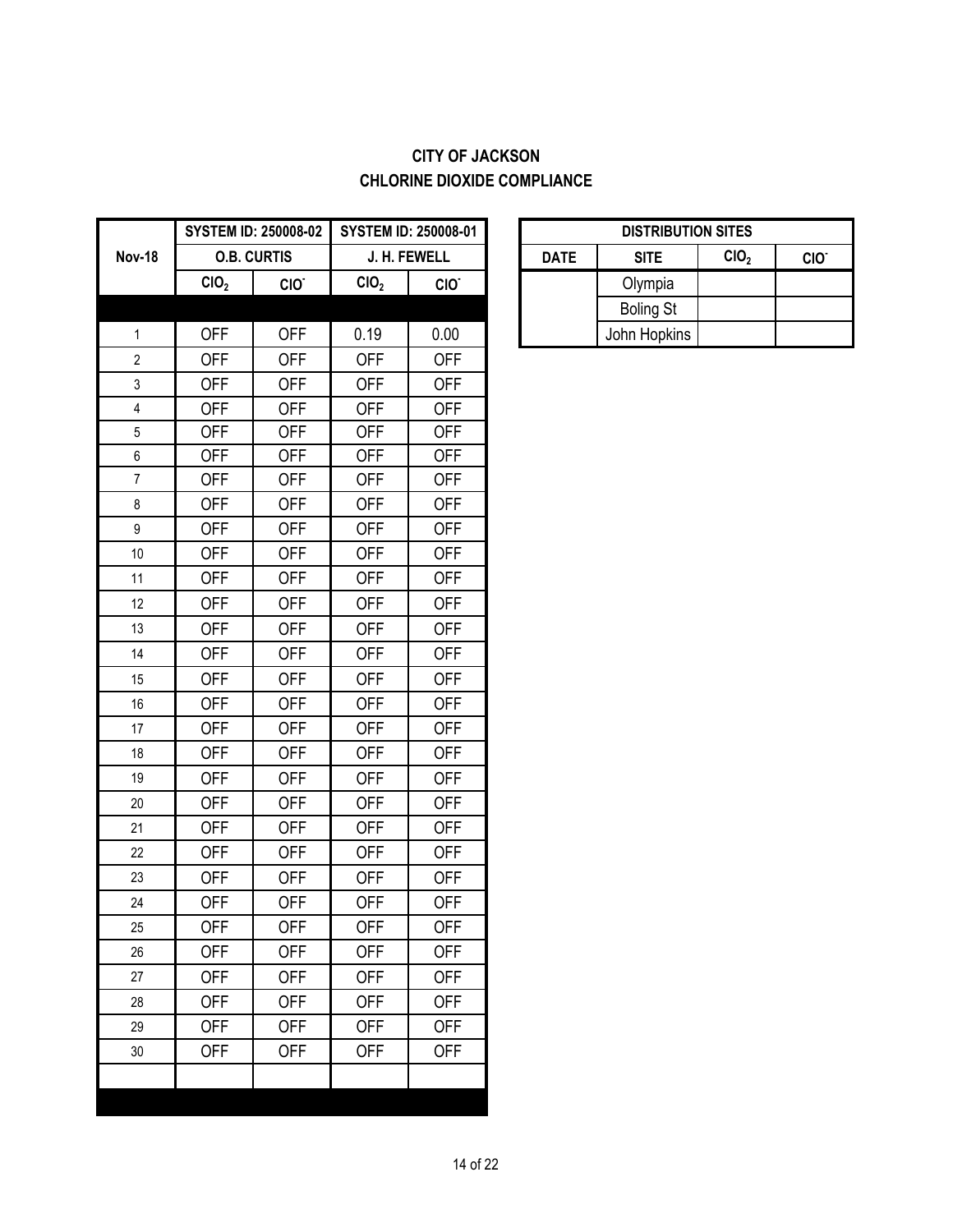## CITY OF JACKSON
## CHLORINE DIOXIDE COMPLIANCE

| Nov-18 | SYSTEM ID: 250008-02 | | SYSTEM ID: 250008-01 | |
|---|---|---|---|---|
| | O.B. CURTIS | | J. H. FEWELL | |
| | $ClO_2$ | $ClO^-$ | $ClO_2$ | $ClO^-$ |
| | | | | |
| 1 | OFF | OFF | 0.19 | 0.00 |
| 2 | OFF | OFF | OFF | OFF |
| 3 | OFF | OFF | OFF | OFF |
| 4 | OFF | OFF | OFF | OFF |
| 5 | OFF | OFF | OFF | OFF |
| 6 | OFF | OFF | OFF | OFF |
| 7 | OFF | OFF | OFF | OFF |
| 8 | OFF | OFF | OFF | OFF |
| 9 | OFF | OFF | OFF | OFF |
| 10 | OFF | OFF | OFF | OFF |
| 11 | OFF | OFF | OFF | OFF |
| 12 | OFF | OFF | OFF | OFF |
| 13 | OFF | OFF | OFF | OFF |
| 14 | OFF | OFF | OFF | OFF |
| 15 | OFF | OFF | OFF | OFF |
| 16 | OFF | OFF | OFF | OFF |
| 17 | OFF | OFF | OFF | OFF |
| 18 | OFF | OFF | OFF | OFF |
| 19 | OFF | OFF | OFF | OFF |
| 20 | OFF | OFF | OFF | OFF |
| 21 | OFF | OFF | OFF | OFF |
| 22 | OFF | OFF | OFF | OFF |
| 23 | OFF | OFF | OFF | OFF |
| 24 | OFF | OFF | OFF | OFF |
| 25 | OFF | OFF | OFF | OFF |
| 26 | OFF | OFF | OFF | OFF |
| 27 | OFF | OFF | OFF | OFF |
| 28 | OFF | OFF | OFF | OFF |
| 29 | OFF | OFF | OFF | OFF |
| 30 | OFF | OFF | OFF | OFF |
| | | | | |

| DISTRIBUTION SITES | | | |
|---|---|---|---|
| DATE | SITE | $ClO_2$ | $ClO^-$ |
| | Olympia | | |
| | Boling St | | |
| | John Hopkins | | |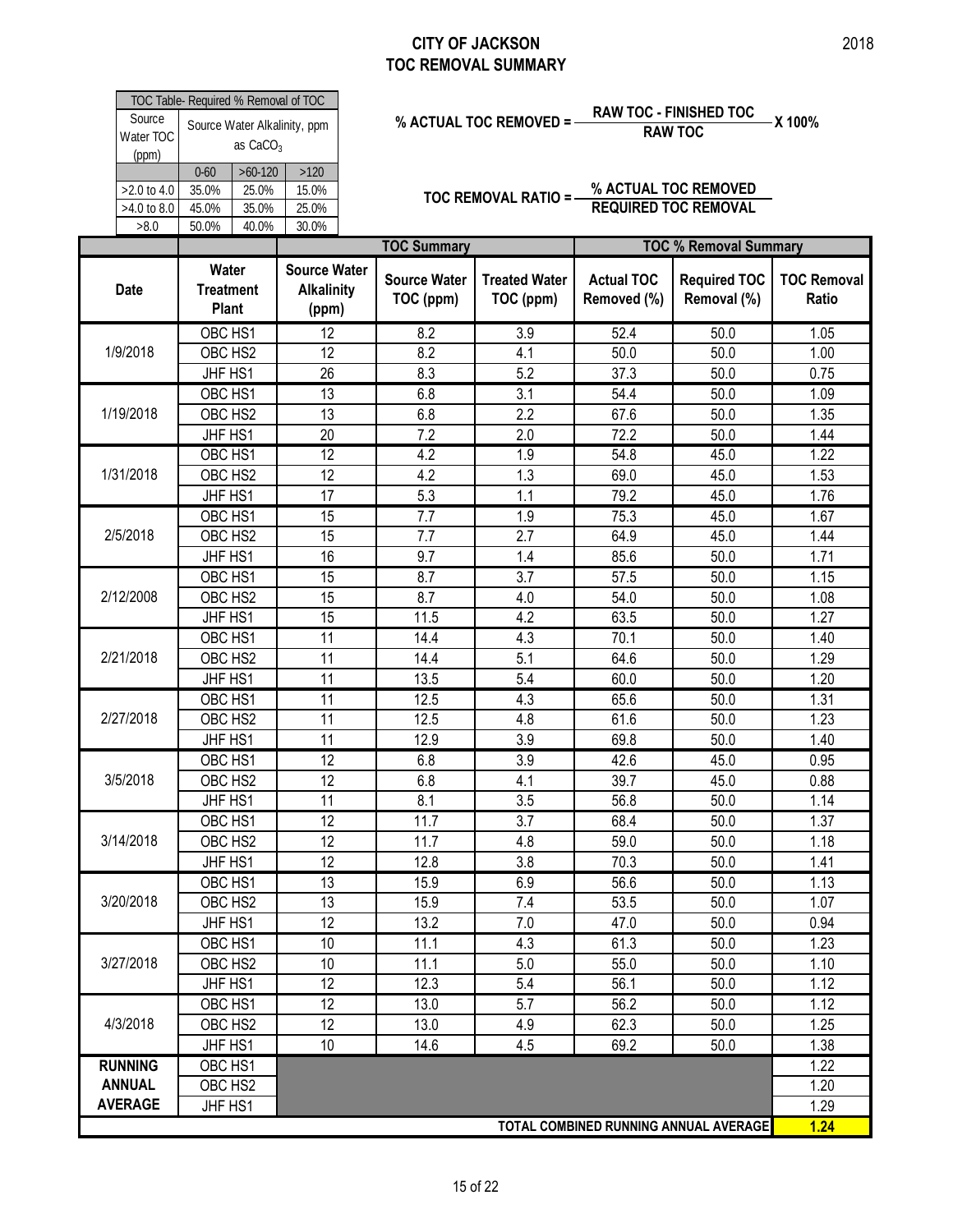# CITY OF JACKSON
## TOC REMOVAL SUMMARY

2018

| TOC Table- Required % Removal of TOC | | | |
|---|---|---|---|
| Source Water TOC (ppm) | Source Water Alkalinity, ppm as $CaCO_3$ | | |
| | 0-60 | >60-120 | >120 |
| >2.0 to 4.0 | 35.0% | 25.0% | 15.0% |
| >4.0 to 8.0 | 45.0% | 35.0% | 25.0% |
| >8.0 | 50.0% | 40.0% | 30.0% |

$$\% \text{ ACTUAL TOC REMOVED} = \frac{\text{RAW TOC - FINISHED TOC}}{\text{RAW TOC}} \times 100\%$$

$$\text{TOC REMOVAL RATIO} = \frac{\% \text{ ACTUAL TOC REMOVED}}{\text{REQUIRED TOC REMOVAL}}$$

| | | | TOC Summary | | TOC % Removal Summary | | |
|---|---|---|---|---|---|---|---|
| Date | Water Treatment Plant | Source Water Alkalinity (ppm) | Source Water TOC (ppm) | Treated Water TOC (ppm) | Actual TOC Removed (%) | Required TOC Removal (%) | TOC Removal Ratio |
| 1/9/2018 | OBC HS1 | 12 | 8.2 | 3.9 | 52.4 | 50.0 | 1.05 |
| | OBC HS2 | 12 | 8.2 | 4.1 | 50.0 | 50.0 | 1.00 |
| | JHF HS1 | 26 | 8.3 | 5.2 | 37.3 | 50.0 | 0.75 |
| 1/19/2018 | OBC HS1 | 13 | 6.8 | 3.1 | 54.4 | 50.0 | 1.09 |
| | OBC HS2 | 13 | 6.8 | 2.2 | 67.6 | 50.0 | 1.35 |
| | JHF HS1 | 20 | 7.2 | 2.0 | 72.2 | 50.0 | 1.44 |
| 1/31/2018 | OBC HS1 | 12 | 4.2 | 1.9 | 54.8 | 45.0 | 1.22 |
| | OBC HS2 | 12 | 4.2 | 1.3 | 69.0 | 45.0 | 1.53 |
| | JHF HS1 | 17 | 5.3 | 1.1 | 79.2 | 45.0 | 1.76 |
| 2/5/2018 | OBC HS1 | 15 | 7.7 | 1.9 | 75.3 | 45.0 | 1.67 |
| | OBC HS2 | 15 | 7.7 | 2.7 | 64.9 | 45.0 | 1.44 |
| | JHF HS1 | 16 | 9.7 | 1.4 | 85.6 | 50.0 | 1.71 |
| 2/12/2008 | OBC HS1 | 15 | 8.7 | 3.7 | 57.5 | 50.0 | 1.15 |
| | OBC HS2 | 15 | 8.7 | 4.0 | 54.0 | 50.0 | 1.08 |
| | JHF HS1 | 15 | 11.5 | 4.2 | 63.5 | 50.0 | 1.27 |
| 2/21/2018 | OBC HS1 | 11 | 14.4 | 4.3 | 70.1 | 50.0 | 1.40 |
| | OBC HS2 | 11 | 14.4 | 5.1 | 64.6 | 50.0 | 1.29 |
| | JHF HS1 | 11 | 13.5 | 5.4 | 60.0 | 50.0 | 1.20 |
| 2/27/2018 | OBC HS1 | 11 | 12.5 | 4.3 | 65.6 | 50.0 | 1.31 |
| | OBC HS2 | 11 | 12.5 | 4.8 | 61.6 | 50.0 | 1.23 |
| | JHF HS1 | 11 | 12.9 | 3.9 | 69.8 | 50.0 | 1.40 |
| 3/5/2018 | OBC HS1 | 12 | 6.8 | 3.9 | 42.6 | 45.0 | 0.95 |
| | OBC HS2 | 12 | 6.8 | 4.1 | 39.7 | 45.0 | 0.88 |
| | JHF HS1 | 11 | 8.1 | 3.5 | 56.8 | 50.0 | 1.14 |
| 3/14/2018 | OBC HS1 | 12 | 11.7 | 3.7 | 68.4 | 50.0 | 1.37 |
| | OBC HS2 | 12 | 11.7 | 4.8 | 59.0 | 50.0 | 1.18 |
| | JHF HS1 | 12 | 12.8 | 3.8 | 70.3 | 50.0 | 1.41 |
| 3/20/2018 | OBC HS1 | 13 | 15.9 | 6.9 | 56.6 | 50.0 | 1.13 |
| | OBC HS2 | 13 | 15.9 | 7.4 | 53.5 | 50.0 | 1.07 |
| | JHF HS1 | 12 | 13.2 | 7.0 | 47.0 | 50.0 | 0.94 |
| 3/27/2018 | OBC HS1 | 10 | 11.1 | 4.3 | 61.3 | 50.0 | 1.23 |
| | OBC HS2 | 10 | 11.1 | 5.0 | 55.0 | 50.0 | 1.10 |
| | JHF HS1 | 12 | 12.3 | 5.4 | 56.1 | 50.0 | 1.12 |
| 4/3/2018 | OBC HS1 | 12 | 13.0 | 5.7 | 56.2 | 50.0 | 1.12 |
| | OBC HS2 | 12 | 13.0 | 4.9 | 62.3 | 50.0 | 1.25 |
| | JHF HS1 | 10 | 14.6 | 4.5 | 69.2 | 50.0 | 1.38 |
| RUNNING ANNUAL AVERAGE | OBC HS1 | | | | | | 1.22 |
| | OBC HS2 | | | | | | 1.20 |
| | JHF HS1 | | | | | | 1.29 |
| TOTAL COMBINED RUNNING ANNUAL AVERAGE | | | | | | | 1.24 |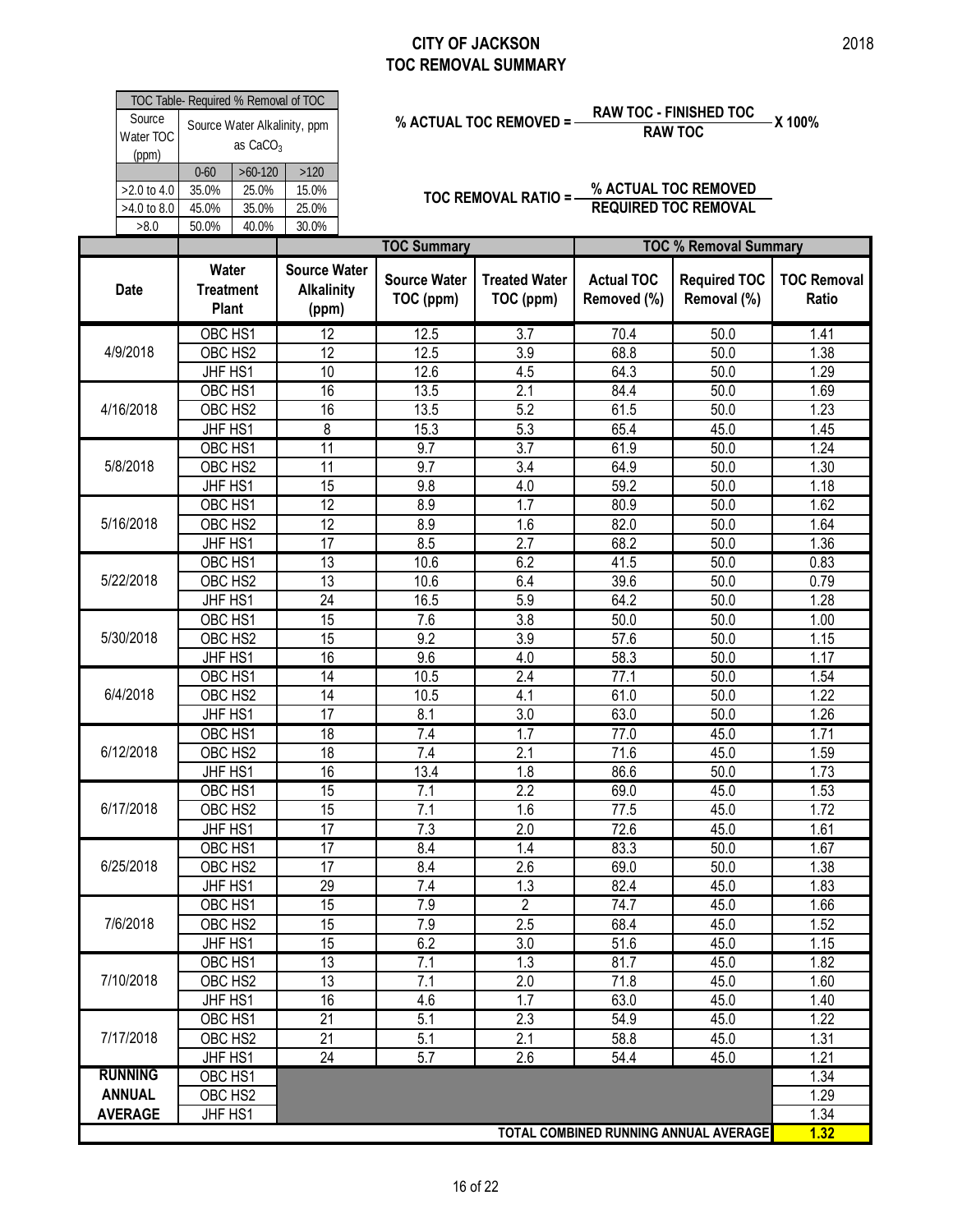# CITY OF JACKSON
## TOC REMOVAL SUMMARY

2018

| TOC Table- Required % Removal of TOC | | | |
|---|---|---|---|
| Source Water TOC (ppm) | Source Water Alkalinity, ppm as $CaCO_3$ | | |
| | 0-60 | >60-120 | >120 |
| >2.0 to 4.0 | 35.0% | 25.0% | 15.0% |
| >4.0 to 8.0 | 45.0% | 35.0% | 25.0% |
| >8.0 | 50.0% | 40.0% | 30.0% |

$$\% \text{ ACTUAL TOC REMOVED} = \frac{\text{RAW TOC - FINISHED TOC}}{\text{RAW TOC}} \times 100\%$$

$$\text{TOC REMOVAL RATIO} = \frac{\% \text{ ACTUAL TOC REMOVED}}{\text{REQUIRED TOC REMOVAL}}$$

| | | | TOC Summary | | TOC % Removal Summary | | |
|---|---|---|---|---|---|---|---|
| Date | Water Treatment Plant | Source Water Alkalinity (ppm) | Source Water TOC (ppm) | Treated Water TOC (ppm) | Actual TOC Removed (%) | Required TOC Removal (%) | TOC Removal Ratio |
| 4/9/2018 | OBC HS1 | 12 | 12.5 | 3.7 | 70.4 | 50.0 | 1.41 |
| | OBC HS2 | 12 | 12.5 | 3.9 | 68.8 | 50.0 | 1.38 |
| | JHF HS1 | 10 | 12.6 | 4.5 | 64.3 | 50.0 | 1.29 |
| 4/16/2018 | OBC HS1 | 16 | 13.5 | 2.1 | 84.4 | 50.0 | 1.69 |
| | OBC HS2 | 16 | 13.5 | 5.2 | 61.5 | 50.0 | 1.23 |
| | JHF HS1 | 8 | 15.3 | 5.3 | 65.4 | 45.0 | 1.45 |
| 5/8/2018 | OBC HS1 | 11 | 9.7 | 3.7 | 61.9 | 50.0 | 1.24 |
| | OBC HS2 | 11 | 9.7 | 3.4 | 64.9 | 50.0 | 1.30 |
| | JHF HS1 | 15 | 9.8 | 4.0 | 59.2 | 50.0 | 1.18 |
| 5/16/2018 | OBC HS1 | 12 | 8.9 | 1.7 | 80.9 | 50.0 | 1.62 |
| | OBC HS2 | 12 | 8.9 | 1.6 | 82.0 | 50.0 | 1.64 |
| | JHF HS1 | 17 | 8.5 | 2.7 | 68.2 | 50.0 | 1.36 |
| 5/22/2018 | OBC HS1 | 13 | 10.6 | 6.2 | 41.5 | 50.0 | 0.83 |
| | OBC HS2 | 13 | 10.6 | 6.4 | 39.6 | 50.0 | 0.79 |
| | JHF HS1 | 24 | 16.5 | 5.9 | 64.2 | 50.0 | 1.28 |
| 5/30/2018 | OBC HS1 | 15 | 7.6 | 3.8 | 50.0 | 50.0 | 1.00 |
| | OBC HS2 | 15 | 9.2 | 3.9 | 57.6 | 50.0 | 1.15 |
| | JHF HS1 | 16 | 9.6 | 4.0 | 58.3 | 50.0 | 1.17 |
| 6/4/2018 | OBC HS1 | 14 | 10.5 | 2.4 | 77.1 | 50.0 | 1.54 |
| | OBC HS2 | 14 | 10.5 | 4.1 | 61.0 | 50.0 | 1.22 |
| | JHF HS1 | 17 | 8.1 | 3.0 | 63.0 | 50.0 | 1.26 |
| 6/12/2018 | OBC HS1 | 18 | 7.4 | 1.7 | 77.0 | 45.0 | 1.71 |
| | OBC HS2 | 18 | 7.4 | 2.1 | 71.6 | 45.0 | 1.59 |
| | JHF HS1 | 16 | 13.4 | 1.8 | 86.6 | 50.0 | 1.73 |
| 6/17/2018 | OBC HS1 | 15 | 7.1 | 2.2 | 69.0 | 45.0 | 1.53 |
| | OBC HS2 | 15 | 7.1 | 1.6 | 77.5 | 45.0 | 1.72 |
| | JHF HS1 | 17 | 7.3 | 2.0 | 72.6 | 45.0 | 1.61 |
| 6/25/2018 | OBC HS1 | 17 | 8.4 | 1.4 | 83.3 | 50.0 | 1.67 |
| | OBC HS2 | 17 | 8.4 | 2.6 | 69.0 | 50.0 | 1.38 |
| | JHF HS1 | 29 | 7.4 | 1.3 | 82.4 | 45.0 | 1.83 |
| 7/6/2018 | OBC HS1 | 15 | 7.9 | 2 | 74.7 | 45.0 | 1.66 |
| | OBC HS2 | 15 | 7.9 | 2.5 | 68.4 | 45.0 | 1.52 |
| | JHF HS1 | 15 | 6.2 | 3.0 | 51.6 | 45.0 | 1.15 |
| 7/10/2018 | OBC HS1 | 13 | 7.1 | 1.3 | 81.7 | 45.0 | 1.82 |
| | OBC HS2 | 13 | 7.1 | 2.0 | 71.8 | 45.0 | 1.60 |
| | JHF HS1 | 16 | 4.6 | 1.7 | 63.0 | 45.0 | 1.40 |
| 7/17/2018 | OBC HS1 | 21 | 5.1 | 2.3 | 54.9 | 45.0 | 1.22 |
| | OBC HS2 | 21 | 5.1 | 2.1 | 58.8 | 45.0 | 1.31 |
| | JHF HS1 | 24 | 5.7 | 2.6 | 54.4 | 45.0 | 1.21 |
| RUNNING ANNUAL AVERAGE | OBC HS1 | | | | | | 1.34 |
| | OBC HS2 | | | | | | 1.29 |
| | JHF HS1 | | | | | | 1.34 |
| TOTAL COMBINED RUNNING ANNUAL AVERAGE | | | | | | | **1.32** |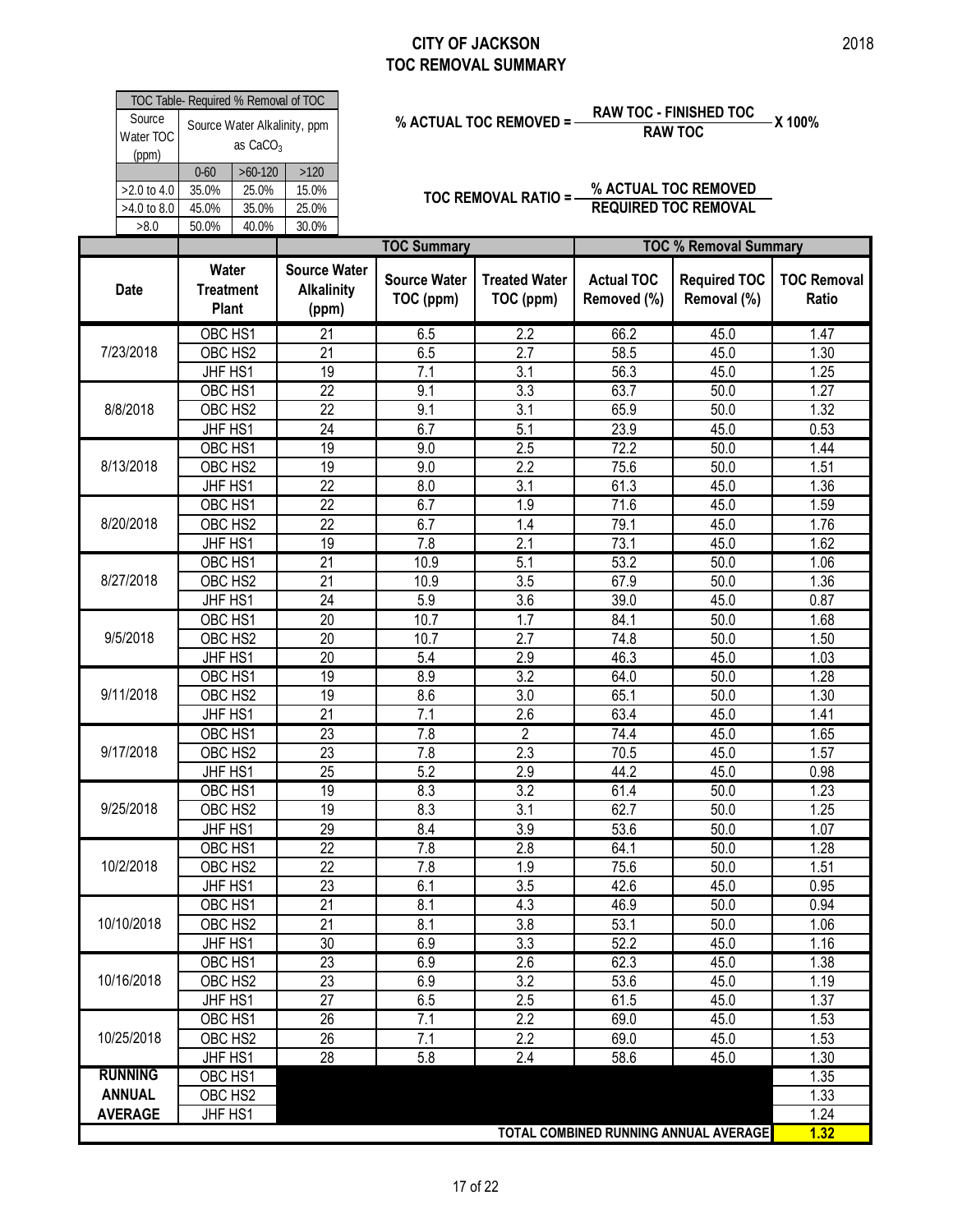# CITY OF JACKSON
# TOC REMOVAL SUMMARY

2018

| TOC Table- Required % Removal of TOC | | | |
|---|---|---|---|
| Source Water TOC (ppm) | Source Water Alkalinity, ppm as $CaCO_3$ | | |
| | 0-60 | >60-120 | >120 |
| >2.0 to 4.0 | 35.0% | 25.0% | 15.0% |
| >4.0 to 8.0 | 45.0% | 35.0% | 25.0% |
| >8.0 | 50.0% | 40.0% | 30.0% |

$$\% \text{ ACTUAL TOC REMOVED} = \frac{\text{RAW TOC - FINISHED TOC}}{\text{RAW TOC}} \times 100\%$$

$$\text{TOC REMOVAL RATIO} = \frac{\% \text{ ACTUAL TOC REMOVED}}{\text{REQUIRED TOC REMOVAL}}$$

| | | | TOC Summary | | TOC % Removal Summary | | |
|---|---|---|---|---|---|---|---|
| Date | Water Treatment Plant | Source Water Alkalinity (ppm) | Source Water TOC (ppm) | Treated Water TOC (ppm) | Actual TOC Removed (%) | Required TOC Removal (%) | TOC Removal Ratio |
| 7/23/2018 | OBC HS1 | 21 | 6.5 | 2.2 | 66.2 | 45.0 | 1.47 |
| | OBC HS2 | 21 | 6.5 | 2.7 | 58.5 | 45.0 | 1.30 |
| | JHF HS1 | 19 | 7.1 | 3.1 | 56.3 | 45.0 | 1.25 |
| 8/8/2018 | OBC HS1 | 22 | 9.1 | 3.3 | 63.7 | 50.0 | 1.27 |
| | OBC HS2 | 22 | 9.1 | 3.1 | 65.9 | 50.0 | 1.32 |
| | JHF HS1 | 24 | 6.7 | 5.1 | 23.9 | 45.0 | 0.53 |
| 8/13/2018 | OBC HS1 | 19 | 9.0 | 2.5 | 72.2 | 50.0 | 1.44 |
| | OBC HS2 | 19 | 9.0 | 2.2 | 75.6 | 50.0 | 1.51 |
| | JHF HS1 | 22 | 8.0 | 3.1 | 61.3 | 45.0 | 1.36 |
| 8/20/2018 | OBC HS1 | 22 | 6.7 | 1.9 | 71.6 | 45.0 | 1.59 |
| | OBC HS2 | 22 | 6.7 | 1.4 | 79.1 | 45.0 | 1.76 |
| | JHF HS1 | 19 | 7.8 | 2.1 | 73.1 | 45.0 | 1.62 |
| 8/27/2018 | OBC HS1 | 21 | 10.9 | 5.1 | 53.2 | 50.0 | 1.06 |
| | OBC HS2 | 21 | 10.9 | 3.5 | 67.9 | 50.0 | 1.36 |
| | JHF HS1 | 24 | 5.9 | 3.6 | 39.0 | 45.0 | 0.87 |
| 9/5/2018 | OBC HS1 | 20 | 10.7 | 1.7 | 84.1 | 50.0 | 1.68 |
| | OBC HS2 | 20 | 10.7 | 2.7 | 74.8 | 50.0 | 1.50 |
| | JHF HS1 | 20 | 5.4 | 2.9 | 46.3 | 45.0 | 1.03 |
| 9/11/2018 | OBC HS1 | 19 | 8.9 | 3.2 | 64.0 | 50.0 | 1.28 |
| | OBC HS2 | 19 | 8.6 | 3.0 | 65.1 | 50.0 | 1.30 |
| | JHF HS1 | 21 | 7.1 | 2.6 | 63.4 | 45.0 | 1.41 |
| 9/17/2018 | OBC HS1 | 23 | 7.8 | 2 | 74.4 | 45.0 | 1.65 |
| | OBC HS2 | 23 | 7.8 | 2.3 | 70.5 | 45.0 | 1.57 |
| | JHF HS1 | 25 | 5.2 | 2.9 | 44.2 | 45.0 | 0.98 |
| 9/25/2018 | OBC HS1 | 19 | 8.3 | 3.2 | 61.4 | 50.0 | 1.23 |
| | OBC HS2 | 19 | 8.3 | 3.1 | 62.7 | 50.0 | 1.25 |
| | JHF HS1 | 29 | 8.4 | 3.9 | 53.6 | 50.0 | 1.07 |
| 10/2/2018 | OBC HS1 | 22 | 7.8 | 2.8 | 64.1 | 50.0 | 1.28 |
| | OBC HS2 | 22 | 7.8 | 1.9 | 75.6 | 50.0 | 1.51 |
| | JHF HS1 | 23 | 6.1 | 3.5 | 42.6 | 45.0 | 0.95 |
| 10/10/2018 | OBC HS1 | 21 | 8.1 | 4.3 | 46.9 | 50.0 | 0.94 |
| | OBC HS2 | 21 | 8.1 | 3.8 | 53.1 | 50.0 | 1.06 |
| | JHF HS1 | 30 | 6.9 | 3.3 | 52.2 | 45.0 | 1.16 |
| 10/16/2018 | OBC HS1 | 23 | 6.9 | 2.6 | 62.3 | 45.0 | 1.38 |
| | OBC HS2 | 23 | 6.9 | 3.2 | 53.6 | 45.0 | 1.19 |
| | JHF HS1 | 27 | 6.5 | 2.5 | 61.5 | 45.0 | 1.37 |
| 10/25/2018 | OBC HS1 | 26 | 7.1 | 2.2 | 69.0 | 45.0 | 1.53 |
| | OBC HS2 | 26 | 7.1 | 2.2 | 69.0 | 45.0 | 1.53 |
| | JHF HS1 | 28 | 5.8 | 2.4 | 58.6 | 45.0 | 1.30 |
| RUNNING ANNUAL AVERAGE | OBC HS1 | | | | | | 1.35 |
| | OBC HS2 | | | | | | 1.33 |
| | JHF HS1 | | | | | | 1.24 |
| TOTAL COMBINED RUNNING ANNUAL AVERAGE | | | | | | | **1.32** |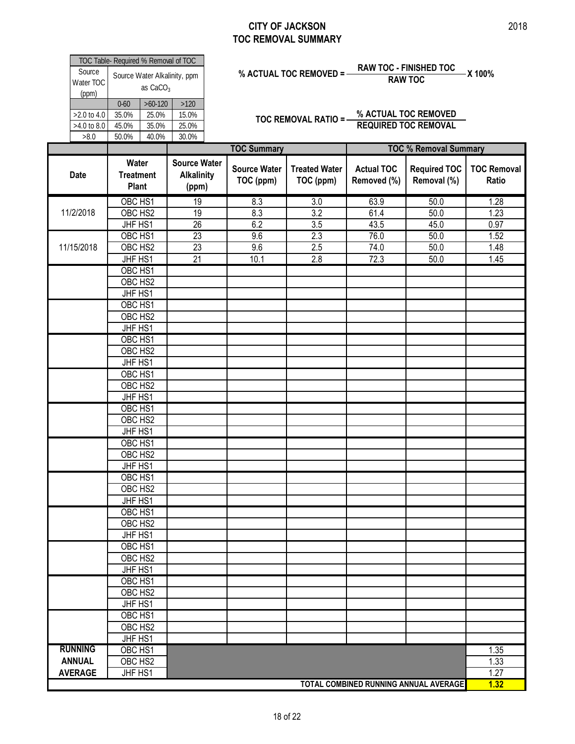# CITY OF JACKSON
# TOC REMOVAL SUMMARY

2018

| TOC Table- Required % Removal of TOC | | | |
|---|---|---|---|
| Source Water TOC (ppm) | Source Water Alkalinity, ppm as $CaCO_3$ | | |
| | 0-60 | >60-120 | >120 |
| >2.0 to 4.0 | 35.0% | 25.0% | 15.0% |
| >4.0 to 8.0 | 45.0% | 35.0% | 25.0% |
| >8.0 | 50.0% | 40.0% | 30.0% |

$$\% \text{ ACTUAL TOC REMOVED} = \frac{\text{RAW TOC - FINISHED TOC}}{\text{RAW TOC}} \times 100\%$$

$$\text{TOC REMOVAL RATIO} = \frac{\% \text{ ACTUAL TOC REMOVED}}{\text{REQUIRED TOC REMOVAL}}$$

| | | | TOC Summary | | TOC % Removal Summary | | |
|---|---|---|---|---|---|---|---|
| Date | Water Treatment Plant | Source Water Alkalinity (ppm) | Source Water TOC (ppm) | Treated Water TOC (ppm) | Actual TOC Removed (%) | Required TOC Removal (%) | TOC Removal Ratio |
| 11/2/2018 | OBC HS1 | 19 | 8.3 | 3.0 | 63.9 | 50.0 | 1.28 |
| | OBC HS2 | 19 | 8.3 | 3.2 | 61.4 | 50.0 | 1.23 |
| | JHF HS1 | 26 | 6.2 | 3.5 | 43.5 | 45.0 | 0.97 |
| 11/15/2018 | OBC HS1 | 23 | 9.6 | 2.3 | 76.0 | 50.0 | 1.52 |
| | OBC HS2 | 23 | 9.6 | 2.5 | 74.0 | 50.0 | 1.48 |
| | JHF HS1 | 21 | 10.1 | 2.8 | 72.3 | 50.0 | 1.45 |
| | OBC HS1 | | | | | | |
| | OBC HS2 | | | | | | |
| | JHF HS1 | | | | | | |
| | OBC HS1 | | | | | | |
| | OBC HS2 | | | | | | |
| | JHF HS1 | | | | | | |
| | OBC HS1 | | | | | | |
| | OBC HS2 | | | | | | |
| | JHF HS1 | | | | | | |
| | OBC HS1 | | | | | | |
| | OBC HS2 | | | | | | |
| | JHF HS1 | | | | | | |
| | OBC HS1 | | | | | | |
| | OBC HS2 | | | | | | |
| | JHF HS1 | | | | | | |
| | OBC HS1 | | | | | | |
| | OBC HS2 | | | | | | |
| | JHF HS1 | | | | | | |
| | OBC HS1 | | | | | | |
| | OBC HS2 | | | | | | |
| | JHF HS1 | | | | | | |
| | OBC HS1 | | | | | | |
| | OBC HS2 | | | | | | |
| | JHF HS1 | | | | | | |
| | OBC HS1 | | | | | | |
| | OBC HS2 | | | | | | |
| | JHF HS1 | | | | | | |
| | OBC HS1 | | | | | | |
| | OBC HS2 | | | | | | |
| | JHF HS1 | | | | | | |
| | OBC HS1 | | | | | | |
| | OBC HS2 | | | | | | |
| | JHF HS1 | | | | | | |
| RUNNING ANNUAL AVERAGE | OBC HS1 | | | | | | 1.35 |
| | OBC HS2 | | | | | | 1.33 |
| | JHF HS1 | | | | | | 1.27 |
| TOTAL COMBINED RUNNING ANNUAL AVERAGE | | | | | | | **1.32** |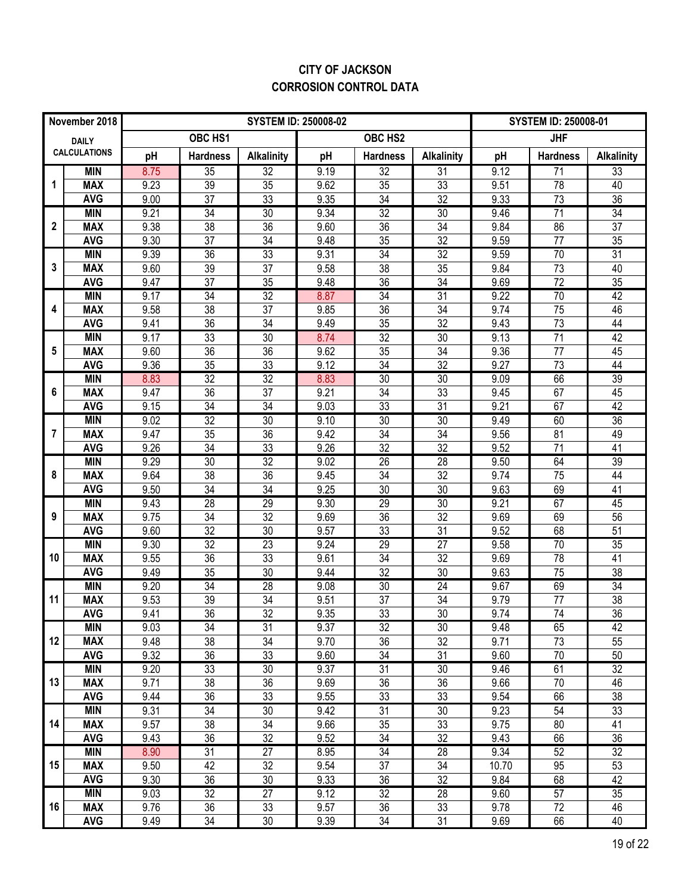# CITY OF JACKSON

## CORROSION CONTROL DATA

| November 2018 | | SYSTEM ID: 250008-02 | | | | | | SYSTEM ID: 250008-01 | | |
|---|---|---|---|---|---|---|---|---|---|---|
| DAILY CALCULATIONS | | OBC HS1 | | | OBC HS2 | | | JHF | | |
| | | pH | Hardness | Alkalinity | pH | Hardness | Alkalinity | pH | Hardness | Alkalinity |
| 1 | MIN | 8.75 | 35 | 32 | 9.19 | 32 | 31 | 9.12 | 71 | 33 |
| | MAX | 9.23 | 39 | 35 | 9.62 | 35 | 33 | 9.51 | 78 | 40 |
| | AVG | 9.00 | 37 | 33 | 9.35 | 34 | 32 | 9.33 | 73 | 36 |
| 2 | MIN | 9.21 | 34 | 30 | 9.34 | 32 | 30 | 9.46 | 71 | 34 |
| | MAX | 9.38 | 38 | 36 | 9.60 | 36 | 34 | 9.84 | 86 | 37 |
| | AVG | 9.30 | 37 | 34 | 9.48 | 35 | 32 | 9.59 | 77 | 35 |
| 3 | MIN | 9.39 | 36 | 33 | 9.31 | 34 | 32 | 9.59 | 70 | 31 |
| | MAX | 9.60 | 39 | 37 | 9.58 | 38 | 35 | 9.84 | 73 | 40 |
| | AVG | 9.47 | 37 | 35 | 9.48 | 36 | 34 | 9.69 | 72 | 35 |
| 4 | MIN | 9.17 | 34 | 32 | 8.87 | 34 | 31 | 9.22 | 70 | 42 |
| | MAX | 9.58 | 38 | 37 | 9.85 | 36 | 34 | 9.74 | 75 | 46 |
| | AVG | 9.41 | 36 | 34 | 9.49 | 35 | 32 | 9.43 | 73 | 44 |
| 5 | MIN | 9.17 | 33 | 30 | 8.74 | 32 | 30 | 9.13 | 71 | 42 |
| | MAX | 9.60 | 36 | 36 | 9.62 | 35 | 34 | 9.36 | 77 | 45 |
| | AVG | 9.36 | 35 | 33 | 9.12 | 34 | 32 | 9.27 | 73 | 44 |
| 6 | MIN | 8.83 | 32 | 32 | 8.83 | 30 | 30 | 9.09 | 66 | 39 |
| | MAX | 9.47 | 36 | 37 | 9.21 | 34 | 33 | 9.45 | 67 | 45 |
| | AVG | 9.15 | 34 | 34 | 9.03 | 33 | 31 | 9.21 | 67 | 42 |
| 7 | MIN | 9.02 | 32 | 30 | 9.10 | 30 | 30 | 9.49 | 60 | 36 |
| | MAX | 9.47 | 35 | 36 | 9.42 | 34 | 34 | 9.56 | 81 | 49 |
| | AVG | 9.26 | 34 | 33 | 9.26 | 32 | 32 | 9.52 | 71 | 41 |
| 8 | MIN | 9.29 | 30 | 32 | 9.02 | 26 | 28 | 9.50 | 64 | 39 |
| | MAX | 9.64 | 38 | 36 | 9.45 | 34 | 32 | 9.74 | 75 | 44 |
| | AVG | 9.50 | 34 | 34 | 9.25 | 30 | 30 | 9.63 | 69 | 41 |
| 9 | MIN | 9.43 | 28 | 29 | 9.30 | 29 | 30 | 9.21 | 67 | 45 |
| | MAX | 9.75 | 34 | 32 | 9.69 | 36 | 32 | 9.69 | 69 | 56 |
| | AVG | 9.60 | 32 | 30 | 9.57 | 33 | 31 | 9.52 | 68 | 51 |
| 10 | MIN | 9.30 | 32 | 23 | 9.24 | 29 | 27 | 9.58 | 70 | 35 |
| | MAX | 9.55 | 36 | 33 | 9.61 | 34 | 32 | 9.69 | 78 | 41 |
| | AVG | 9.49 | 35 | 30 | 9.44 | 32 | 30 | 9.63 | 75 | 38 |
| 11 | MIN | 9.20 | 34 | 28 | 9.08 | 30 | 24 | 9.67 | 69 | 34 |
| | MAX | 9.53 | 39 | 34 | 9.51 | 37 | 34 | 9.79 | 77 | 38 |
| | AVG | 9.41 | 36 | 32 | 9.35 | 33 | 30 | 9.74 | 74 | 36 |
| 12 | MIN | 9.03 | 34 | 31 | 9.37 | 32 | 30 | 9.48 | 65 | 42 |
| | MAX | 9.48 | 38 | 34 | 9.70 | 36 | 32 | 9.71 | 73 | 55 |
| | AVG | 9.32 | 36 | 33 | 9.60 | 34 | 31 | 9.60 | 70 | 50 |
| 13 | MIN | 9.20 | 33 | 30 | 9.37 | 31 | 30 | 9.46 | 61 | 32 |
| | MAX | 9.71 | 38 | 36 | 9.69 | 36 | 36 | 9.66 | 70 | 46 |
| | AVG | 9.44 | 36 | 33 | 9.55 | 33 | 33 | 9.54 | 66 | 38 |
| 14 | MIN | 9.31 | 34 | 30 | 9.42 | 31 | 30 | 9.23 | 54 | 33 |
| | MAX | 9.57 | 38 | 34 | 9.66 | 35 | 33 | 9.75 | 80 | 41 |
| | AVG | 9.43 | 36 | 32 | 9.52 | 34 | 32 | 9.43 | 66 | 36 |
| 15 | MIN | 8.90 | 31 | 27 | 8.95 | 34 | 28 | 9.34 | 52 | 32 |
| | MAX | 9.50 | 42 | 32 | 9.54 | 37 | 34 | 10.70 | 95 | 53 |
| | AVG | 9.30 | 36 | 30 | 9.33 | 36 | 32 | 9.84 | 68 | 42 |
| 16 | MIN | 9.03 | 32 | 27 | 9.12 | 32 | 28 | 9.60 | 57 | 35 |
| | MAX | 9.76 | 36 | 33 | 9.57 | 36 | 33 | 9.78 | 72 | 46 |
| | AVG | 9.49 | 34 | 30 | 9.39 | 34 | 31 | 9.69 | 66 | 40 |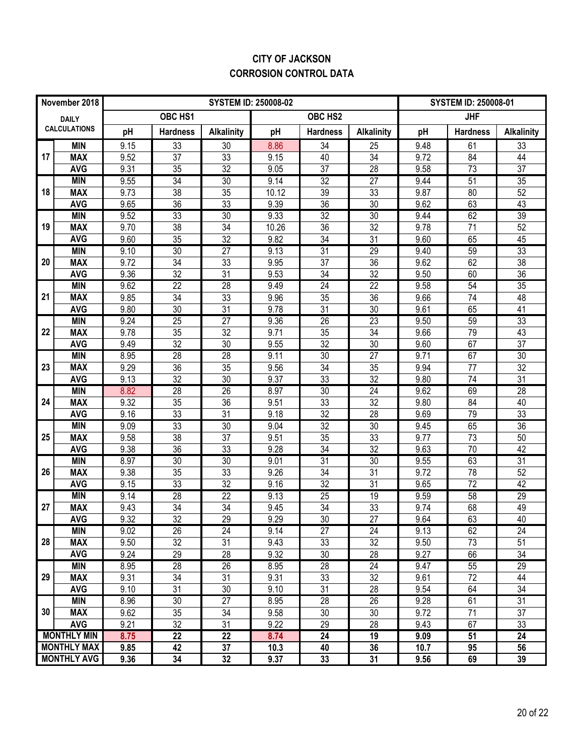# CITY OF JACKSON
## CORROSION CONTROL DATA

| November 2018 | | SYSTEM ID: 250008-02 | | | | | | SYSTEM ID: 250008-01 | | |
|---|---|---|---|---|---|---|---|---|---|---|
| DAILY CALCULATIONS | | OBC HS1 | | | OBC HS2 | | | JHF | | |
| | | pH | Hardness | Alkalinity | pH | Hardness | Alkalinity | pH | Hardness | Alkalinity |
| 17 | MIN | 9.15 | 33 | 30 | 8.86 | 34 | 25 | 9.48 | 61 | 33 |
| | MAX | 9.52 | 37 | 33 | 9.15 | 40 | 34 | 9.72 | 84 | 44 |
| | AVG | 9.31 | 35 | 32 | 9.05 | 37 | 28 | 9.58 | 73 | 37 |
| 18 | MIN | 9.55 | 34 | 30 | 9.14 | 32 | 27 | 9.44 | 51 | 35 |
| | MAX | 9.73 | 38 | 35 | 10.12 | 39 | 33 | 9.87 | 80 | 52 |
| | AVG | 9.65 | 36 | 33 | 9.39 | 36 | 30 | 9.62 | 63 | 43 |
| 19 | MIN | 9.52 | 33 | 30 | 9.33 | 32 | 30 | 9.44 | 62 | 39 |
| | MAX | 9.70 | 38 | 34 | 10.26 | 36 | 32 | 9.78 | 71 | 52 |
| | AVG | 9.60 | 35 | 32 | 9.82 | 34 | 31 | 9.60 | 65 | 45 |
| 20 | MIN | 9.10 | 30 | 27 | 9.13 | 31 | 29 | 9.40 | 59 | 33 |
| | MAX | 9.72 | 34 | 33 | 9.95 | 37 | 36 | 9.62 | 62 | 38 |
| | AVG | 9.36 | 32 | 31 | 9.53 | 34 | 32 | 9.50 | 60 | 36 |
| 21 | MIN | 9.62 | 22 | 28 | 9.49 | 24 | 22 | 9.58 | 54 | 35 |
| | MAX | 9.85 | 34 | 33 | 9.96 | 35 | 36 | 9.66 | 74 | 48 |
| | AVG | 9.80 | 30 | 31 | 9.78 | 31 | 30 | 9.61 | 65 | 41 |
| 22 | MIN | 9.24 | 25 | 27 | 9.36 | 26 | 23 | 9.50 | 59 | 33 |
| | MAX | 9.78 | 35 | 32 | 9.71 | 35 | 34 | 9.66 | 79 | 43 |
| | AVG | 9.49 | 32 | 30 | 9.55 | 32 | 30 | 9.60 | 67 | 37 |
| 23 | MIN | 8.95 | 28 | 28 | 9.11 | 30 | 27 | 9.71 | 67 | 30 |
| | MAX | 9.29 | 36 | 35 | 9.56 | 34 | 35 | 9.94 | 77 | 32 |
| | AVG | 9.13 | 32 | 30 | 9.37 | 33 | 32 | 9.80 | 74 | 31 |
| 24 | MIN | 8.82 | 28 | 26 | 8.97 | 30 | 24 | 9.62 | 69 | 28 |
| | MAX | 9.32 | 35 | 36 | 9.51 | 33 | 32 | 9.80 | 84 | 40 |
| | AVG | 9.16 | 33 | 31 | 9.18 | 32 | 28 | 9.69 | 79 | 33 |
| 25 | MIN | 9.09 | 33 | 30 | 9.04 | 32 | 30 | 9.45 | 65 | 36 |
| | MAX | 9.58 | 38 | 37 | 9.51 | 35 | 33 | 9.77 | 73 | 50 |
| | AVG | 9.38 | 36 | 33 | 9.28 | 34 | 32 | 9.63 | 70 | 42 |
| 26 | MIN | 8.97 | 30 | 30 | 9.01 | 31 | 30 | 9.55 | 63 | 31 |
| | MAX | 9.38 | 35 | 33 | 9.26 | 34 | 31 | 9.72 | 78 | 52 |
| | AVG | 9.15 | 33 | 32 | 9.16 | 32 | 31 | 9.65 | 72 | 42 |
| 27 | MIN | 9.14 | 28 | 22 | 9.13 | 25 | 19 | 9.59 | 58 | 29 |
| | MAX | 9.43 | 34 | 34 | 9.45 | 34 | 33 | 9.74 | 68 | 49 |
| | AVG | 9.32 | 32 | 29 | 9.29 | 30 | 27 | 9.64 | 63 | 40 |
| 28 | MIN | 9.02 | 26 | 24 | 9.14 | 27 | 24 | 9.13 | 62 | 24 |
| | MAX | 9.50 | 32 | 31 | 9.43 | 33 | 32 | 9.50 | 73 | 51 |
| | AVG | 9.24 | 29 | 28 | 9.32 | 30 | 28 | 9.27 | 66 | 34 |
| 29 | MIN | 8.95 | 28 | 26 | 8.95 | 28 | 24 | 9.47 | 55 | 29 |
| | MAX | 9.31 | 34 | 31 | 9.31 | 33 | 32 | 9.61 | 72 | 44 |
| | AVG | 9.10 | 31 | 30 | 9.10 | 31 | 28 | 9.54 | 64 | 34 |
| 30 | MIN | 8.96 | 30 | 27 | 8.95 | 28 | 26 | 9.28 | 61 | 31 |
| | MAX | 9.62 | 35 | 34 | 9.58 | 30 | 30 | 9.72 | 71 | 37 |
| | AVG | 9.21 | 32 | 31 | 9.22 | 29 | 28 | 9.43 | 67 | 33 |
| **MONTHLY MIN** | | **8.75** | **22** | **22** | **8.74** | **24** | **19** | **9.09** | **51** | **24** |
| **MONTHLY MAX** | | **9.85** | **42** | **37** | **10.3** | **40** | **36** | **10.7** | **95** | **56** |
| **MONTHLY AVG** | | **9.36** | **34** | **32** | **9.37** | **33** | **31** | **9.56** | **69** | **39** |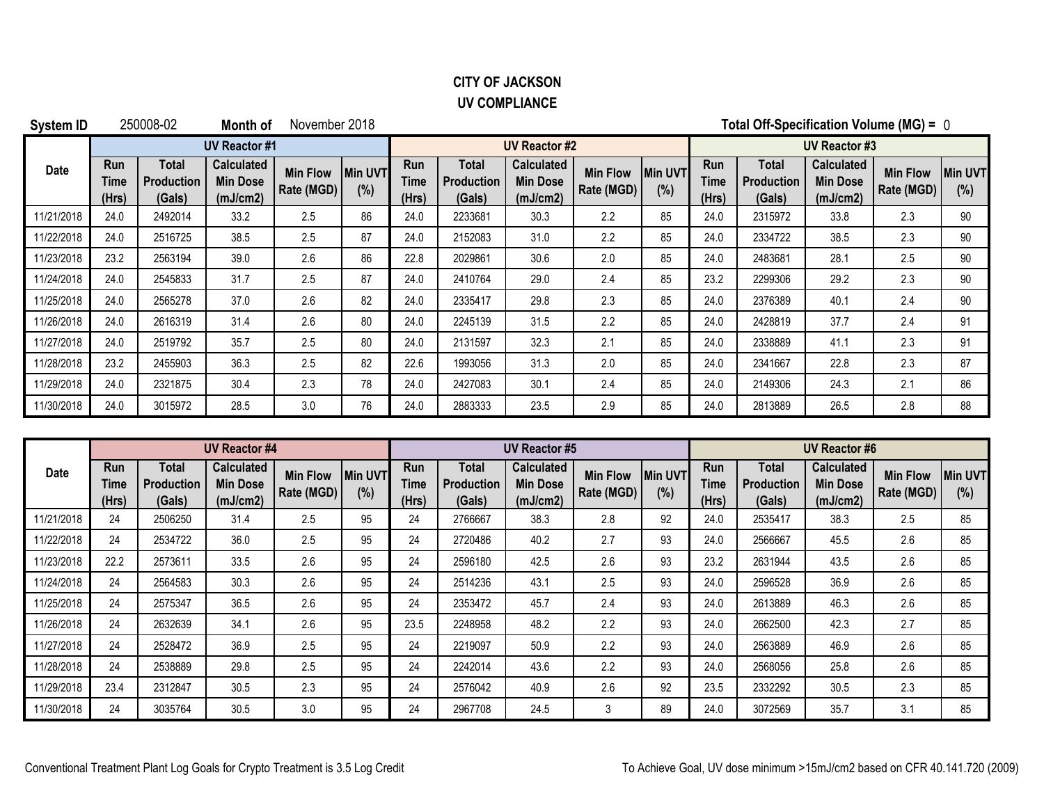**CITY OF JACKSON**
**UV COMPLIANCE**

**System ID** 250008-02 **Month of** November 2018 **Total Off-Specification Volume (MG) =** 0

| Date | UV Reactor #1 | | | | | UV Reactor #2 | | | | | UV Reactor #3 | | | | |
|---|---|---|---|---|---|---|---|---|---|---|---|---|---|---|---|
| | Run Time (Hrs) | Total Production (Gals) | Calculated Min Dose (mJ/cm2) | Min Flow Rate (MGD) | Min UVT (%) | Run Time (Hrs) | Total Production (Gals) | Calculated Min Dose (mJ/cm2) | Min Flow Rate (MGD) | Min UVT (%) | Run Time (Hrs) | Total Production (Gals) | Calculated Min Dose (mJ/cm2) | Min Flow Rate (MGD) | Min UVT (%) |
| 11/21/2018 | 24.0 | 2492014 | 33.2 | 2.5 | 86 | 24.0 | 2233681 | 30.3 | 2.2 | 85 | 24.0 | 2315972 | 33.8 | 2.3 | 90 |
| 11/22/2018 | 24.0 | 2516725 | 38.5 | 2.5 | 87 | 24.0 | 2152083 | 31.0 | 2.2 | 85 | 24.0 | 2334722 | 38.5 | 2.3 | 90 |
| 11/23/2018 | 23.2 | 2563194 | 39.0 | 2.6 | 86 | 22.8 | 2029861 | 30.6 | 2.0 | 85 | 24.0 | 2483681 | 28.1 | 2.5 | 90 |
| 11/24/2018 | 24.0 | 2545833 | 31.7 | 2.5 | 87 | 24.0 | 2410764 | 29.0 | 2.4 | 85 | 23.2 | 2299306 | 29.2 | 2.3 | 90 |
| 11/25/2018 | 24.0 | 2565278 | 37.0 | 2.6 | 82 | 24.0 | 2335417 | 29.8 | 2.3 | 85 | 24.0 | 2376389 | 40.1 | 2.4 | 90 |
| 11/26/2018 | 24.0 | 2616319 | 31.4 | 2.6 | 80 | 24.0 | 2245139 | 31.5 | 2.2 | 85 | 24.0 | 2428819 | 37.7 | 2.4 | 91 |
| 11/27/2018 | 24.0 | 2519792 | 35.7 | 2.5 | 80 | 24.0 | 2131597 | 32.3 | 2.1 | 85 | 24.0 | 2338889 | 41.1 | 2.3 | 91 |
| 11/28/2018 | 23.2 | 2455903 | 36.3 | 2.5 | 82 | 22.6 | 1993056 | 31.3 | 2.0 | 85 | 24.0 | 2341667 | 22.8 | 2.3 | 87 |
| 11/29/2018 | 24.0 | 2321875 | 30.4 | 2.3 | 78 | 24.0 | 2427083 | 30.1 | 2.4 | 85 | 24.0 | 2149306 | 24.3 | 2.1 | 86 |
| 11/30/2018 | 24.0 | 3015972 | 28.5 | 3.0 | 76 | 24.0 | 2883333 | 23.5 | 2.9 | 85 | 24.0 | 2813889 | 26.5 | 2.8 | 88 |

| Date | UV Reactor #4 | | | | | UV Reactor #5 | | | | | UV Reactor #6 | | | | |
|---|---|---|---|---|---|---|---|---|---|---|---|---|---|---|---|
| | Run Time (Hrs) | Total Production (Gals) | Calculated Min Dose (mJ/cm2) | Min Flow Rate (MGD) | Min UVT (%) | Run Time (Hrs) | Total Production (Gals) | Calculated Min Dose (mJ/cm2) | Min Flow Rate (MGD) | Min UVT (%) | Run Time (Hrs) | Total Production (Gals) | Calculated Min Dose (mJ/cm2) | Min Flow Rate (MGD) | Min UVT (%) |
| 11/21/2018 | 24 | 2506250 | 31.4 | 2.5 | 95 | 24 | 2766667 | 38.3 | 2.8 | 92 | 24.0 | 2535417 | 38.3 | 2.5 | 85 |
| 11/22/2018 | 24 | 2534722 | 36.0 | 2.5 | 95 | 24 | 2720486 | 40.2 | 2.7 | 93 | 24.0 | 2566667 | 45.5 | 2.6 | 85 |
| 11/23/2018 | 22.2 | 2573611 | 33.5 | 2.6 | 95 | 24 | 2596180 | 42.5 | 2.6 | 93 | 23.2 | 2631944 | 43.5 | 2.6 | 85 |
| 11/24/2018 | 24 | 2564583 | 30.3 | 2.6 | 95 | 24 | 2514236 | 43.1 | 2.5 | 93 | 24.0 | 2596528 | 36.9 | 2.6 | 85 |
| 11/25/2018 | 24 | 2575347 | 36.5 | 2.6 | 95 | 24 | 2353472 | 45.7 | 2.4 | 93 | 24.0 | 2613889 | 46.3 | 2.6 | 85 |
| 11/26/2018 | 24 | 2632639 | 34.1 | 2.6 | 95 | 23.5 | 2248958 | 48.2 | 2.2 | 93 | 24.0 | 2662500 | 42.3 | 2.7 | 85 |
| 11/27/2018 | 24 | 2528472 | 36.9 | 2.5 | 95 | 24 | 2219097 | 50.9 | 2.2 | 93 | 24.0 | 2563889 | 46.9 | 2.6 | 85 |
| 11/28/2018 | 24 | 2538889 | 29.8 | 2.5 | 95 | 24 | 2242014 | 43.6 | 2.2 | 93 | 24.0 | 2568056 | 25.8 | 2.6 | 85 |
| 11/29/2018 | 23.4 | 2312847 | 30.5 | 2.3 | 95 | 24 | 2576042 | 40.9 | 2.6 | 92 | 23.5 | 2332292 | 30.5 | 2.3 | 85 |
| 11/30/2018 | 24 | 3035764 | 30.5 | 3.0 | 95 | 24 | 2967708 | 24.5 | 3 | 89 | 24.0 | 3072569 | 35.7 | 3.1 | 85 |

Conventional Treatment Plant Log Goals for Crypto Treatment is 3.5 Log Credit

To Achieve Goal, UV dose minimum >15mJ/cm2 based on CFR 40.141.720 (2009)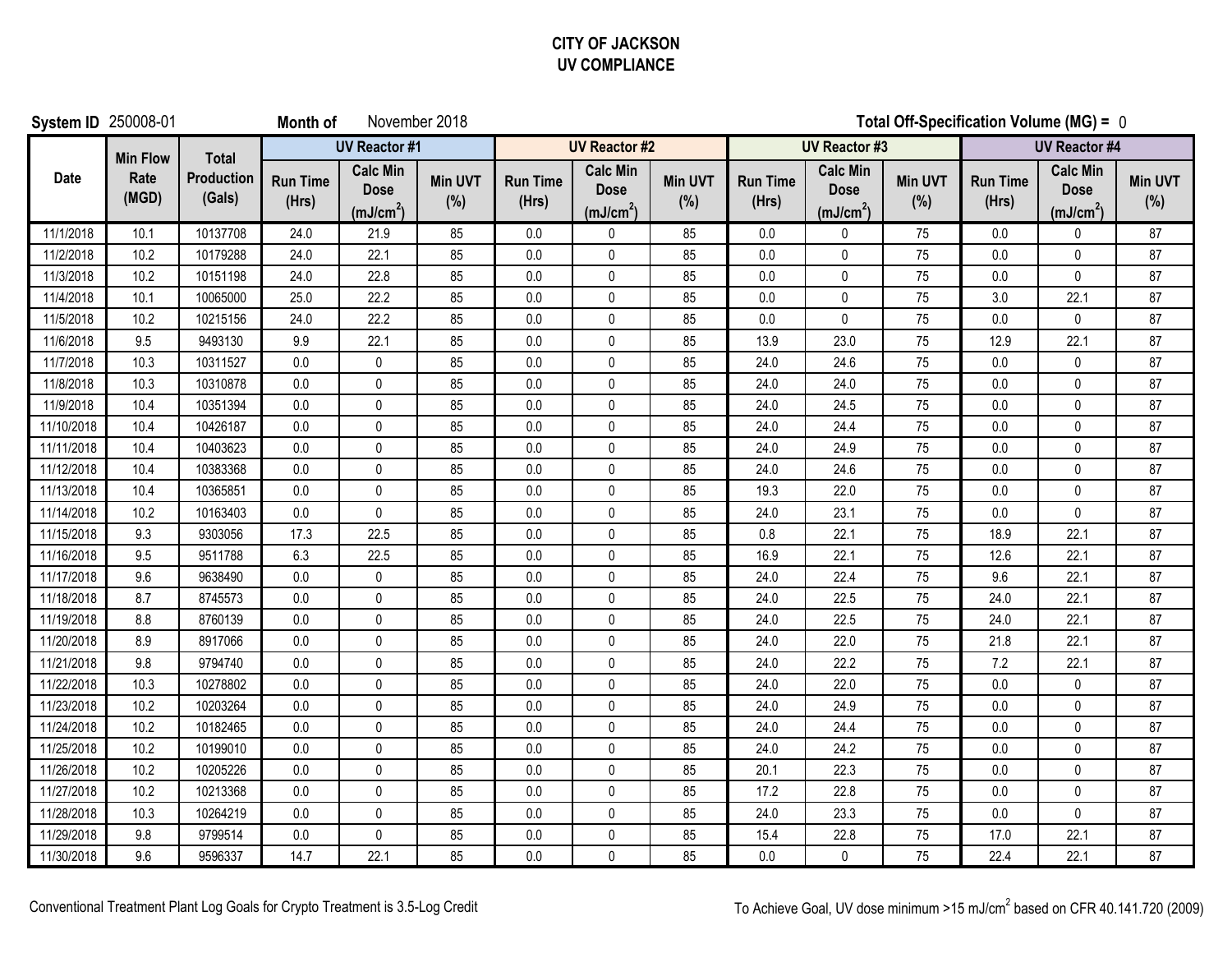# CITY OF JACKSON
## UV COMPLIANCE

**System ID** 250008-01 **Month of** November 2018 **Total Off-Specification Volume (MG) =** 0

| Date | Min Flow Rate (MGD) | Total Production (Gals) | UV Reactor #1 | | | UV Reactor #2 | | | UV Reactor #3 | | | UV Reactor #4 | | |
|---|---|---|---|---|---|---|---|---|---|---|---|---|---|---|
| | | | Run Time (Hrs) | Calc Min Dose ($mJ/cm^2$) | Min UVT (%) | Run Time (Hrs) | Calc Min Dose ($mJ/cm^2$) | Min UVT (%) | Run Time (Hrs) | Calc Min Dose ($mJ/cm^2$) | Min UVT (%) | Run Time (Hrs) | Calc Min Dose ($mJ/cm^2$) | Min UVT (%) |
| 11/1/2018 | 10.1 | 10137708 | 24.0 | 21.9 | 85 | 0.0 | 0 | 85 | 0.0 | 0 | 75 | 0.0 | 0 | 87 |
| 11/2/2018 | 10.2 | 10179288 | 24.0 | 22.1 | 85 | 0.0 | 0 | 85 | 0.0 | 0 | 75 | 0.0 | 0 | 87 |
| 11/3/2018 | 10.2 | 10151198 | 24.0 | 22.8 | 85 | 0.0 | 0 | 85 | 0.0 | 0 | 75 | 0.0 | 0 | 87 |
| 11/4/2018 | 10.1 | 10065000 | 25.0 | 22.2 | 85 | 0.0 | 0 | 85 | 0.0 | 0 | 75 | 3.0 | 22.1 | 87 |
| 11/5/2018 | 10.2 | 10215156 | 24.0 | 22.2 | 85 | 0.0 | 0 | 85 | 0.0 | 0 | 75 | 0.0 | 0 | 87 |
| 11/6/2018 | 9.5 | 9493130 | 9.9 | 22.1 | 85 | 0.0 | 0 | 85 | 13.9 | 23.0 | 75 | 12.9 | 22.1 | 87 |
| 11/7/2018 | 10.3 | 10311527 | 0.0 | 0 | 85 | 0.0 | 0 | 85 | 24.0 | 24.6 | 75 | 0.0 | 0 | 87 |
| 11/8/2018 | 10.3 | 10310878 | 0.0 | 0 | 85 | 0.0 | 0 | 85 | 24.0 | 24.0 | 75 | 0.0 | 0 | 87 |
| 11/9/2018 | 10.4 | 10351394 | 0.0 | 0 | 85 | 0.0 | 0 | 85 | 24.0 | 24.5 | 75 | 0.0 | 0 | 87 |
| 11/10/2018 | 10.4 | 10426187 | 0.0 | 0 | 85 | 0.0 | 0 | 85 | 24.0 | 24.4 | 75 | 0.0 | 0 | 87 |
| 11/11/2018 | 10.4 | 10403623 | 0.0 | 0 | 85 | 0.0 | 0 | 85 | 24.0 | 24.9 | 75 | 0.0 | 0 | 87 |
| 11/12/2018 | 10.4 | 10383368 | 0.0 | 0 | 85 | 0.0 | 0 | 85 | 24.0 | 24.6 | 75 | 0.0 | 0 | 87 |
| 11/13/2018 | 10.4 | 10365851 | 0.0 | 0 | 85 | 0.0 | 0 | 85 | 19.3 | 22.0 | 75 | 0.0 | 0 | 87 |
| 11/14/2018 | 10.2 | 10163403 | 0.0 | 0 | 85 | 0.0 | 0 | 85 | 24.0 | 23.1 | 75 | 0.0 | 0 | 87 |
| 11/15/2018 | 9.3 | 9303056 | 17.3 | 22.5 | 85 | 0.0 | 0 | 85 | 0.8 | 22.1 | 75 | 18.9 | 22.1 | 87 |
| 11/16/2018 | 9.5 | 9511788 | 6.3 | 22.5 | 85 | 0.0 | 0 | 85 | 16.9 | 22.1 | 75 | 12.6 | 22.1 | 87 |
| 11/17/2018 | 9.6 | 9638490 | 0.0 | 0 | 85 | 0.0 | 0 | 85 | 24.0 | 22.4 | 75 | 9.6 | 22.1 | 87 |
| 11/18/2018 | 8.7 | 8745573 | 0.0 | 0 | 85 | 0.0 | 0 | 85 | 24.0 | 22.5 | 75 | 24.0 | 22.1 | 87 |
| 11/19/2018 | 8.8 | 8760139 | 0.0 | 0 | 85 | 0.0 | 0 | 85 | 24.0 | 22.5 | 75 | 24.0 | 22.1 | 87 |
| 11/20/2018 | 8.9 | 8917066 | 0.0 | 0 | 85 | 0.0 | 0 | 85 | 24.0 | 22.0 | 75 | 21.8 | 22.1 | 87 |
| 11/21/2018 | 9.8 | 9794740 | 0.0 | 0 | 85 | 0.0 | 0 | 85 | 24.0 | 22.2 | 75 | 7.2 | 22.1 | 87 |
| 11/22/2018 | 10.3 | 10278802 | 0.0 | 0 | 85 | 0.0 | 0 | 85 | 24.0 | 22.0 | 75 | 0.0 | 0 | 87 |
| 11/23/2018 | 10.2 | 10203264 | 0.0 | 0 | 85 | 0.0 | 0 | 85 | 24.0 | 24.9 | 75 | 0.0 | 0 | 87 |
| 11/24/2018 | 10.2 | 10182465 | 0.0 | 0 | 85 | 0.0 | 0 | 85 | 24.0 | 24.4 | 75 | 0.0 | 0 | 87 |
| 11/25/2018 | 10.2 | 10199010 | 0.0 | 0 | 85 | 0.0 | 0 | 85 | 24.0 | 24.2 | 75 | 0.0 | 0 | 87 |
| 11/26/2018 | 10.2 | 10205226 | 0.0 | 0 | 85 | 0.0 | 0 | 85 | 20.1 | 22.3 | 75 | 0.0 | 0 | 87 |
| 11/27/2018 | 10.2 | 10213368 | 0.0 | 0 | 85 | 0.0 | 0 | 85 | 17.2 | 22.8 | 75 | 0.0 | 0 | 87 |
| 11/28/2018 | 10.3 | 10264219 | 0.0 | 0 | 85 | 0.0 | 0 | 85 | 24.0 | 23.3 | 75 | 0.0 | 0 | 87 |
| 11/29/2018 | 9.8 | 9799514 | 0.0 | 0 | 85 | 0.0 | 0 | 85 | 15.4 | 22.8 | 75 | 17.0 | 22.1 | 87 |
| 11/30/2018 | 9.6 | 9596337 | 14.7 | 22.1 | 85 | 0.0 | 0 | 85 | 0.0 | 0 | 75 | 22.4 | 22.1 | 87 |

Conventional Treatment Plant Log Goals for Crypto Treatment is 3.5-Log Credit

To Achieve Goal, UV dose minimum >15 $mJ/cm^2$ based on CFR 40.141.720 (2009)